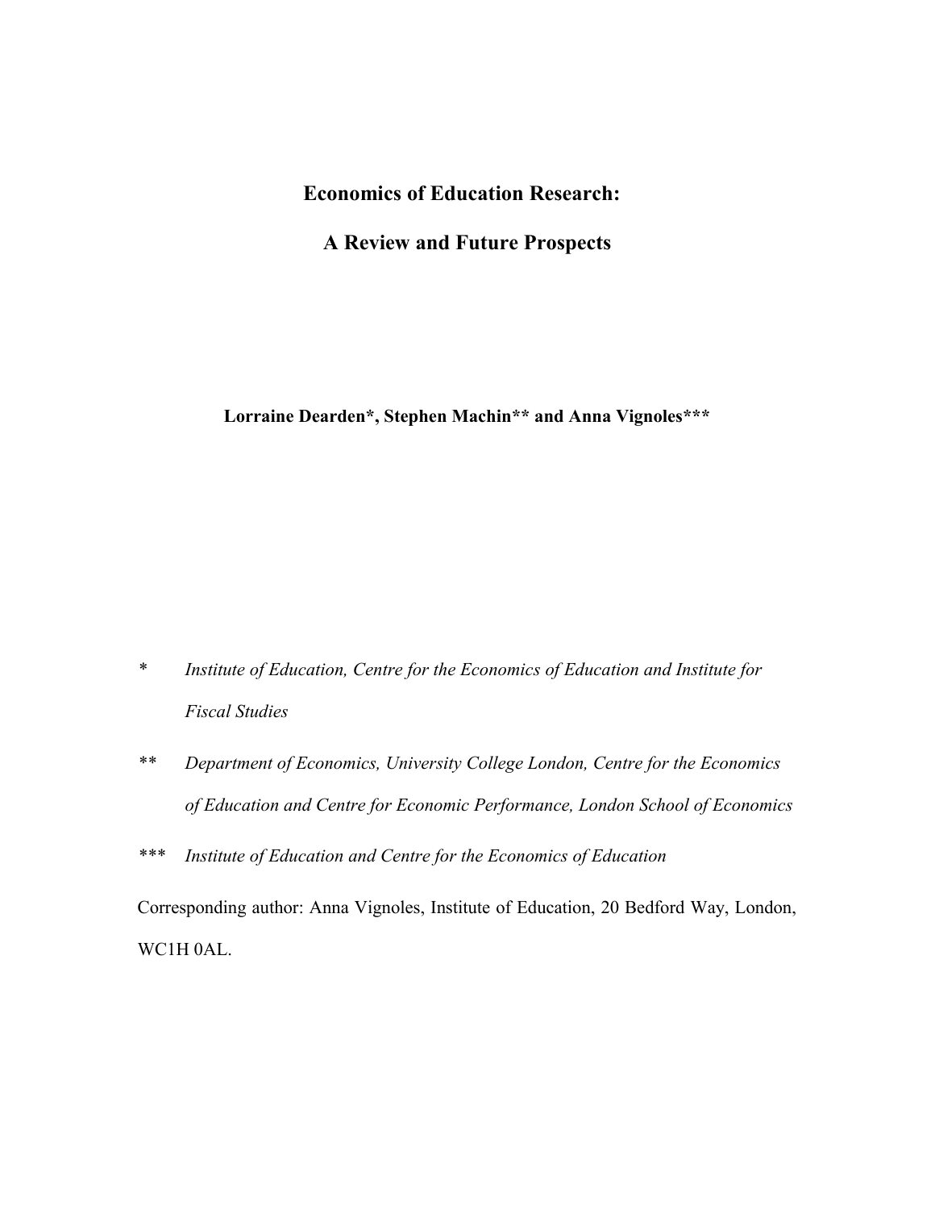# Economics of Education Research:

# A Review and Future Prospects

**Lorraine Dearden*, Stephen Machin** and Anna Vignoles*****

\* *Institute of Education, Centre for the Economics of Education and Institute for Fiscal Studies*

\** *Department of Economics, University College London, Centre for the Economics of Education and Centre for Economic Performance, London School of Economics*

\*** *Institute of Education and Centre for the Economics of Education*

Corresponding author: Anna Vignoles, Institute of Education, 20 Bedford Way, London, WC1H 0AL.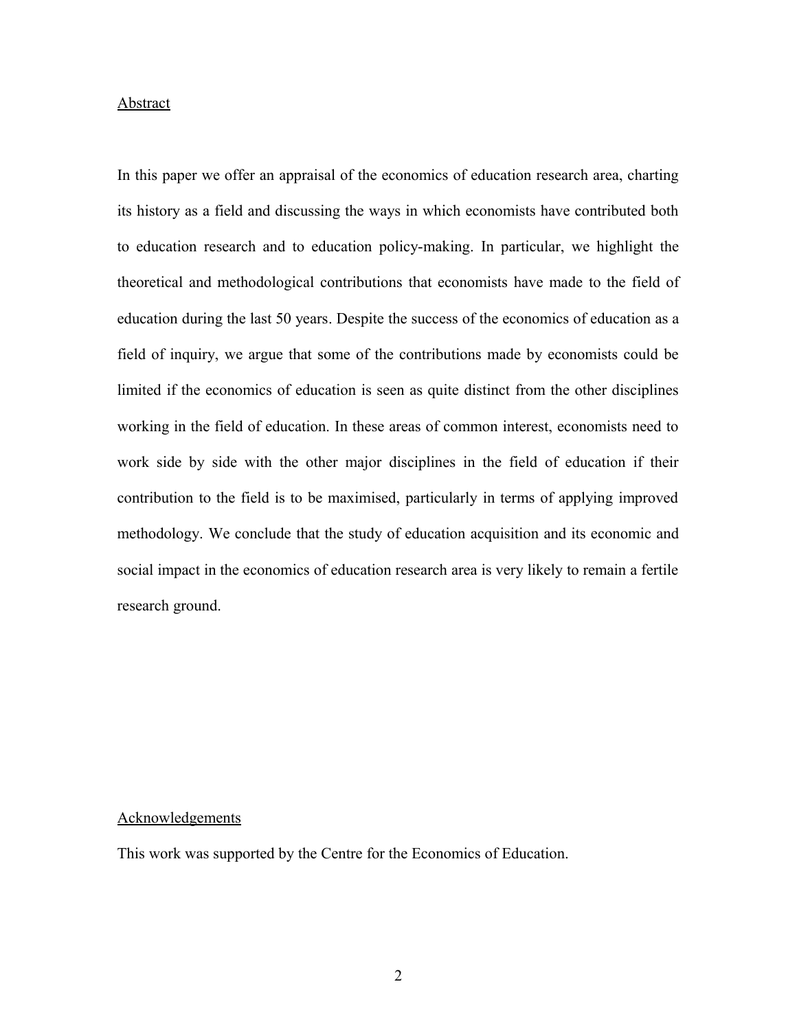## Abstract

In this paper we offer an appraisal of the economics of education research area, charting its history as a field and discussing the ways in which economists have contributed both to education research and to education policy-making. In particular, we highlight the theoretical and methodological contributions that economists have made to the field of education during the last 50 years. Despite the success of the economics of education as a field of inquiry, we argue that some of the contributions made by economists could be limited if the economics of education is seen as quite distinct from the other disciplines working in the field of education. In these areas of common interest, economists need to work side by side with the other major disciplines in the field of education if their contribution to the field is to be maximised, particularly in terms of applying improved methodology. We conclude that the study of education acquisition and its economic and social impact in the economics of education research area is very likely to remain a fertile research ground.

## Acknowledgements

This work was supported by the Centre for the Economics of Education.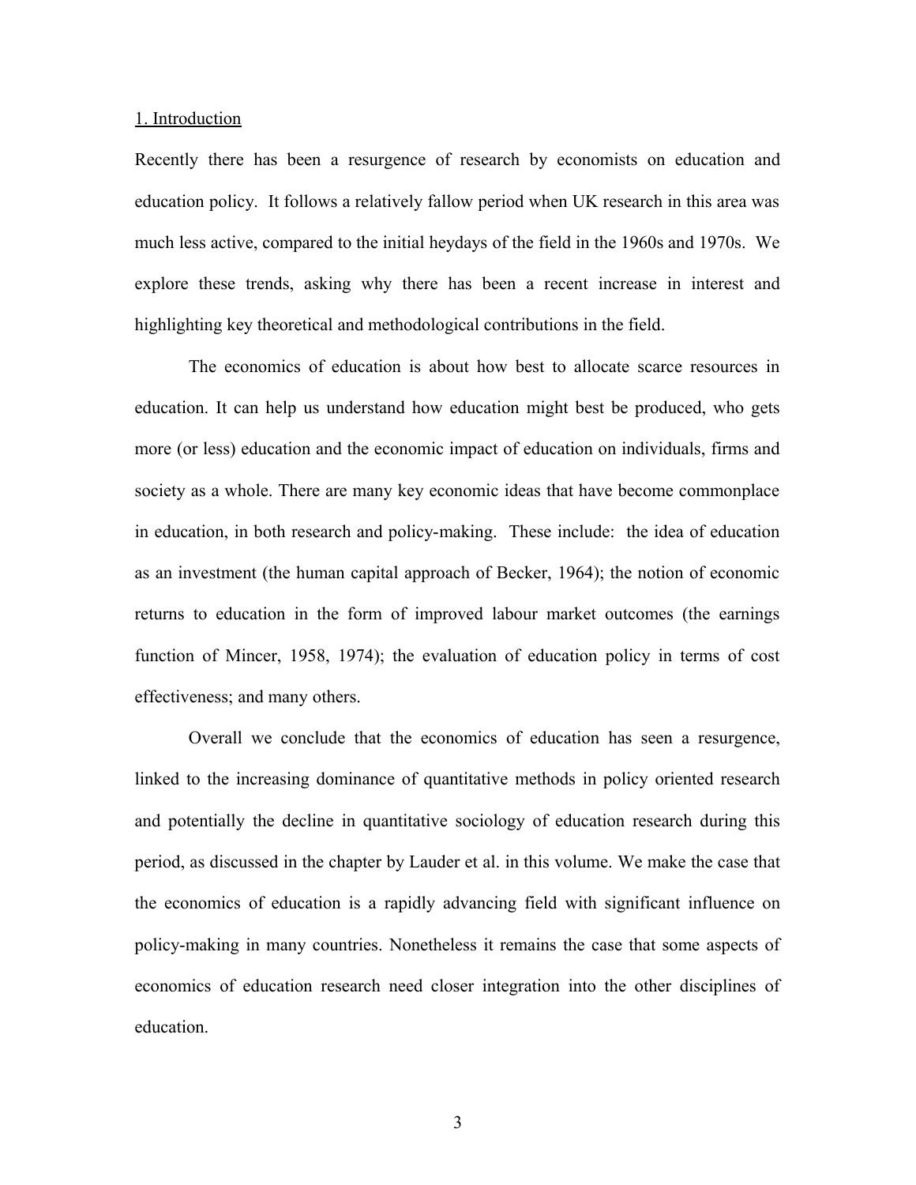## 1. Introduction

Recently there has been a resurgence of research by economists on education and education policy. It follows a relatively fallow period when UK research in this area was much less active, compared to the initial heydays of the field in the 1960s and 1970s. We explore these trends, asking why there has been a recent increase in interest and highlighting key theoretical and methodological contributions in the field.

The economics of education is about how best to allocate scarce resources in education. It can help us understand how education might best be produced, who gets more (or less) education and the economic impact of education on individuals, firms and society as a whole. There are many key economic ideas that have become commonplace in education, in both research and policy-making. These include: the idea of education as an investment (the human capital approach of Becker, 1964); the notion of economic returns to education in the form of improved labour market outcomes (the earnings function of Mincer, 1958, 1974); the evaluation of education policy in terms of cost effectiveness; and many others.

Overall we conclude that the economics of education has seen a resurgence, linked to the increasing dominance of quantitative methods in policy oriented research and potentially the decline in quantitative sociology of education research during this period, as discussed in the chapter by Lauder et al. in this volume. We make the case that the economics of education is a rapidly advancing field with significant influence on policy-making in many countries. Nonetheless it remains the case that some aspects of economics of education research need closer integration into the other disciplines of education.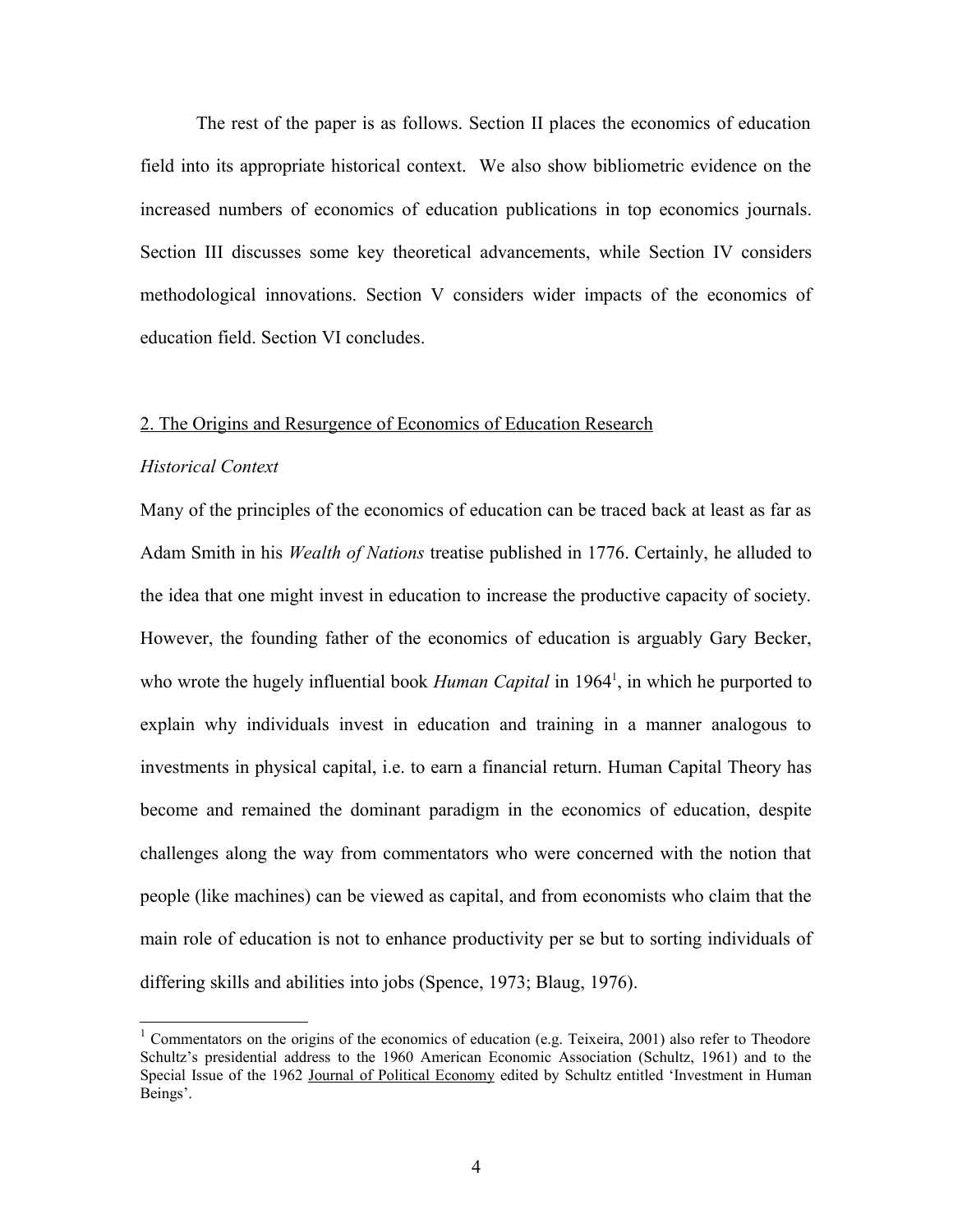The rest of the paper is as follows. Section II places the economics of education field into its appropriate historical context. We also show bibliometric evidence on the increased numbers of economics of education publications in top economics journals. Section III discusses some key theoretical advancements, while Section IV considers methodological innovations. Section V considers wider impacts of the economics of education field. Section VI concludes.

## 2. The Origins and Resurgence of Economics of Education Research

### *Historical Context*

Many of the principles of the economics of education can be traced back at least as far as Adam Smith in his *Wealth of Nations* treatise published in 1776. Certainly, he alluded to the idea that one might invest in education to increase the productive capacity of society. However, the founding father of the economics of education is arguably Gary Becker, who wrote the hugely influential book *Human Capital* in 1964[1], in which he purported to explain why individuals invest in education and training in a manner analogous to investments in physical capital, i.e. to earn a financial return. Human Capital Theory has become and remained the dominant paradigm in the economics of education, despite challenges along the way from commentators who were concerned with the notion that people (like machines) can be viewed as capital, and from economists who claim that the main role of education is not to enhance productivity per se but to sorting individuals of differing skills and abilities into jobs (Spence, 1973; Blaug, 1976).

[1] Commentators on the origins of the economics of education (e.g. Teixeira, 2001) also refer to Theodore Schultz's presidential address to the 1960 American Economic Association (Schultz, 1961) and to the Special Issue of the 1962 Journal of Political Economy edited by Schultz entitled 'Investment in Human Beings'.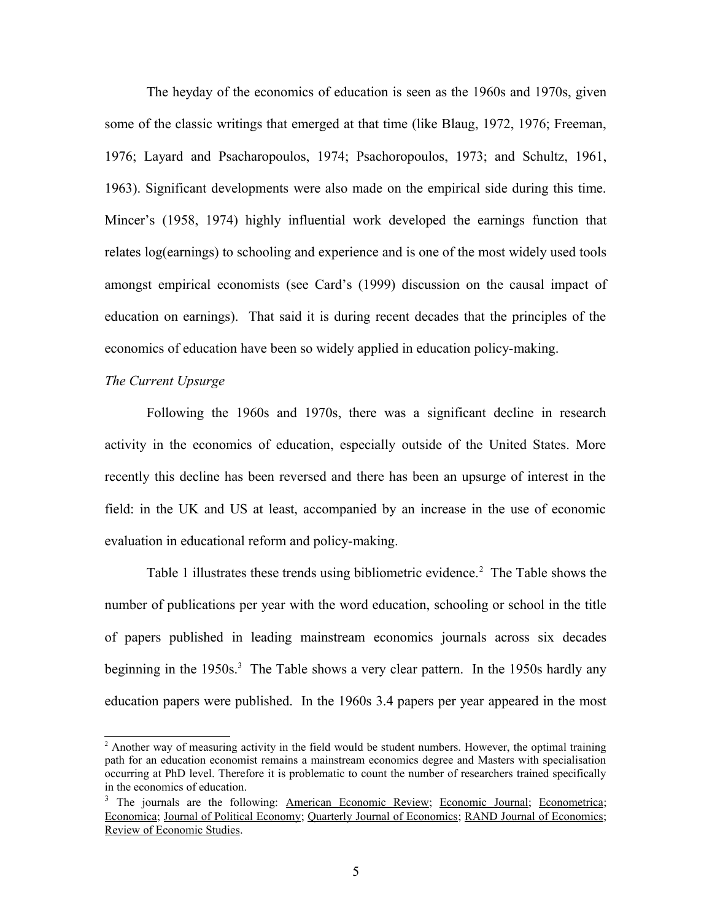The heyday of the economics of education is seen as the 1960s and 1970s, given some of the classic writings that emerged at that time (like Blaug, 1972, 1976; Freeman, 1976; Layard and Psacharopoulos, 1974; Psachoropoulos, 1973; and Schultz, 1961, 1963). Significant developments were also made on the empirical side during this time. Mincer's (1958, 1974) highly influential work developed the earnings function that relates log(earnings) to schooling and experience and is one of the most widely used tools amongst empirical economists (see Card's (1999) discussion on the causal impact of education on earnings). That said it is during recent decades that the principles of the economics of education have been so widely applied in education policy-making.

*The Current Upsurge*

Following the 1960s and 1970s, there was a significant decline in research activity in the economics of education, especially outside of the United States. More recently this decline has been reversed and there has been an upsurge of interest in the field: in the UK and US at least, accompanied by an increase in the use of economic evaluation in educational reform and policy-making.

Table 1 illustrates these trends using bibliometric evidence.[2] The Table shows the number of publications per year with the word education, schooling or school in the title of papers published in leading mainstream economics journals across six decades beginning in the 1950s.[3] The Table shows a very clear pattern. In the 1950s hardly any education papers were published. In the 1960s 3.4 papers per year appeared in the most

---

[2] Another way of measuring activity in the field would be student numbers. However, the optimal training path for an education economist remains a mainstream economics degree and Masters with specialisation occurring at PhD level. Therefore it is problematic to count the number of researchers trained specifically in the economics of education.

[3] The journals are the following: American Economic Review; Economic Journal; Econometrica; Economica; Journal of Political Economy; Quarterly Journal of Economics; RAND Journal of Economics; Review of Economic Studies.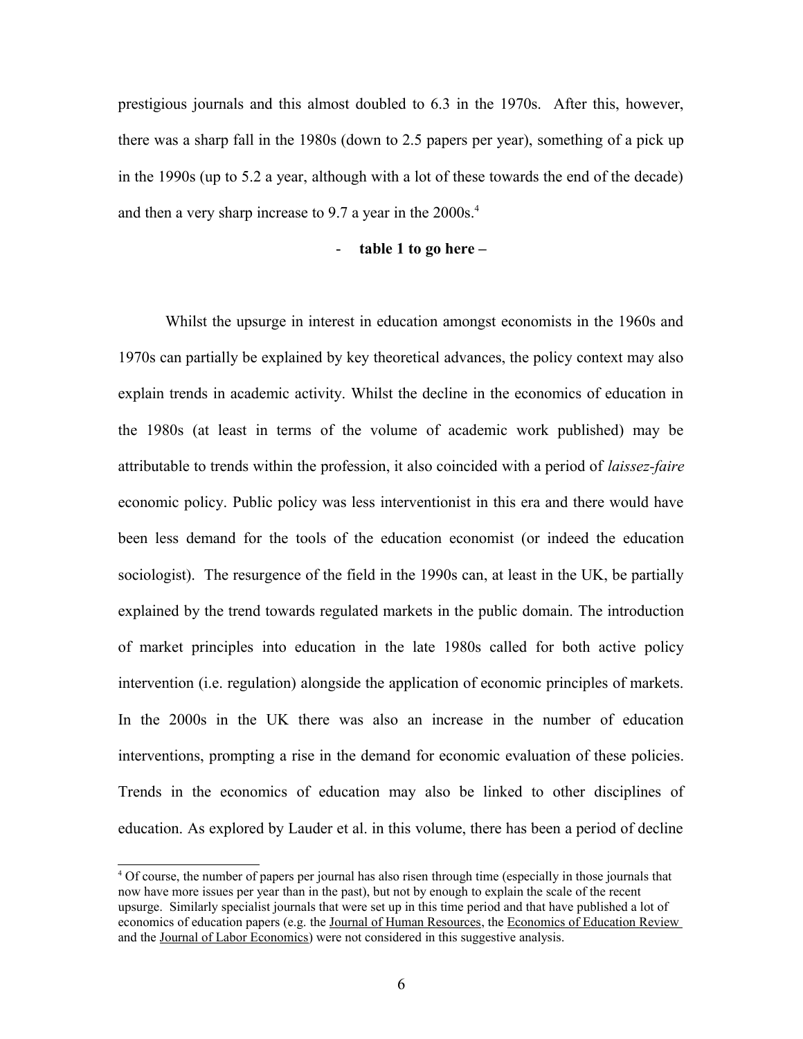prestigious journals and this almost doubled to 6.3 in the 1970s. After this, however, there was a sharp fall in the 1980s (down to 2.5 papers per year), something of a pick up in the 1990s (up to 5.2 a year, although with a lot of these towards the end of the decade) and then a very sharp increase to 9.7 a year in the 2000s.[4]

- **table 1 to go here –**

Whilst the upsurge in interest in education amongst economists in the 1960s and 1970s can partially be explained by key theoretical advances, the policy context may also explain trends in academic activity. Whilst the decline in the economics of education in the 1980s (at least in terms of the volume of academic work published) may be attributable to trends within the profession, it also coincided with a period of *laissez-faire* economic policy. Public policy was less interventionist in this era and there would have been less demand for the tools of the education economist (or indeed the education sociologist). The resurgence of the field in the 1990s can, at least in the UK, be partially explained by the trend towards regulated markets in the public domain. The introduction of market principles into education in the late 1980s called for both active policy intervention (i.e. regulation) alongside the application of economic principles of markets. In the 2000s in the UK there was also an increase in the number of education interventions, prompting a rise in the demand for economic evaluation of these policies. Trends in the economics of education may also be linked to other disciplines of education. As explored by Lauder et al. in this volume, there has been a period of decline

[4] Of course, the number of papers per journal has also risen through time (especially in those journals that now have more issues per year than in the past), but not by enough to explain the scale of the recent upsurge. Similarly specialist journals that were set up in this time period and that have published a lot of economics of education papers (e.g. the Journal of Human Resources, the Economics of Education Review and the Journal of Labor Economics) were not considered in this suggestive analysis.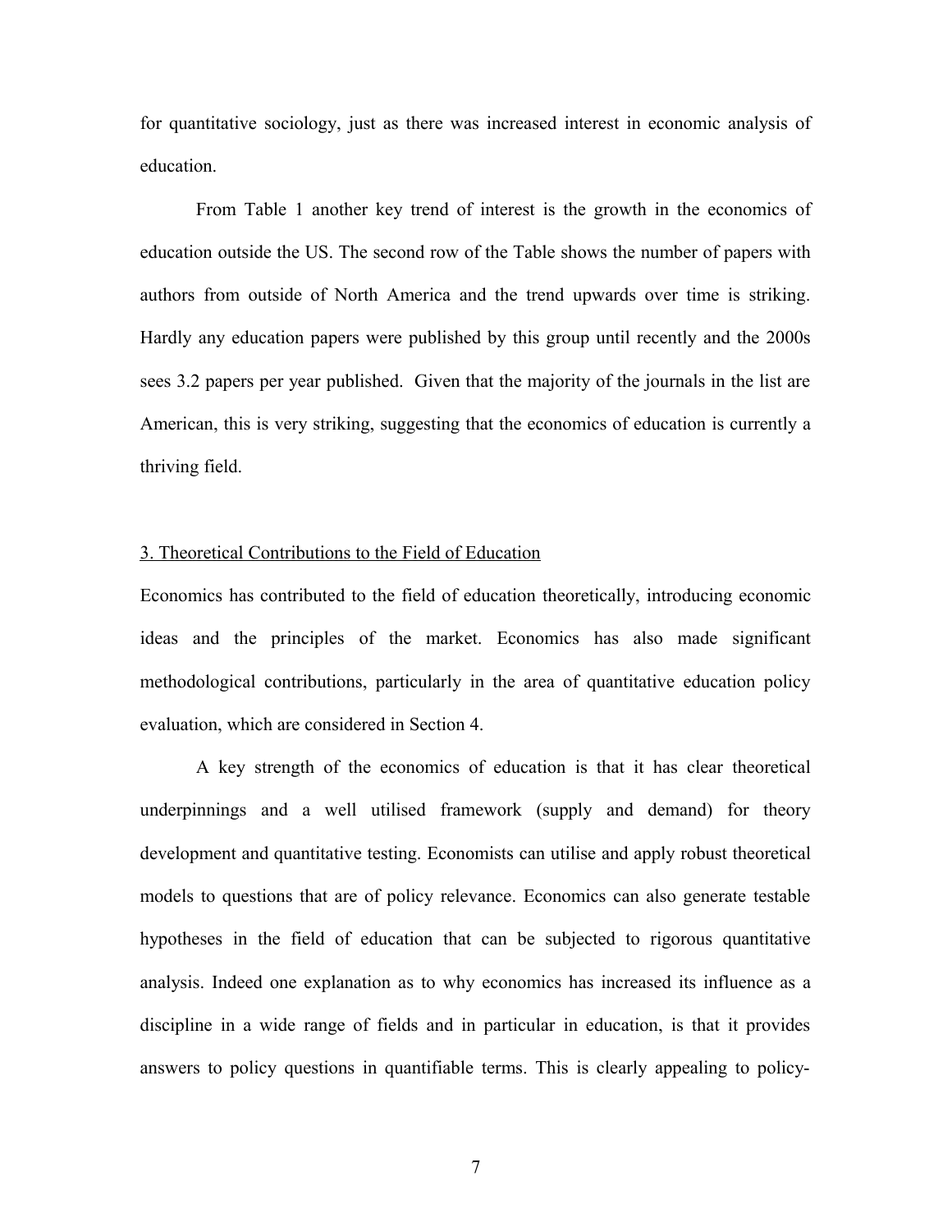for quantitative sociology, just as there was increased interest in economic analysis of education.

From Table 1 another key trend of interest is the growth in the economics of education outside the US. The second row of the Table shows the number of papers with authors from outside of North America and the trend upwards over time is striking. Hardly any education papers were published by this group until recently and the 2000s sees 3.2 papers per year published. Given that the majority of the journals in the list are American, this is very striking, suggesting that the economics of education is currently a thriving field.

## 3. Theoretical Contributions to the Field of Education

Economics has contributed to the field of education theoretically, introducing economic ideas and the principles of the market. Economics has also made significant methodological contributions, particularly in the area of quantitative education policy evaluation, which are considered in Section 4.

A key strength of the economics of education is that it has clear theoretical underpinnings and a well utilised framework (supply and demand) for theory development and quantitative testing. Economists can utilise and apply robust theoretical models to questions that are of policy relevance. Economics can also generate testable hypotheses in the field of education that can be subjected to rigorous quantitative analysis. Indeed one explanation as to why economics has increased its influence as a discipline in a wide range of fields and in particular in education, is that it provides answers to policy questions in quantifiable terms. This is clearly appealing to policy-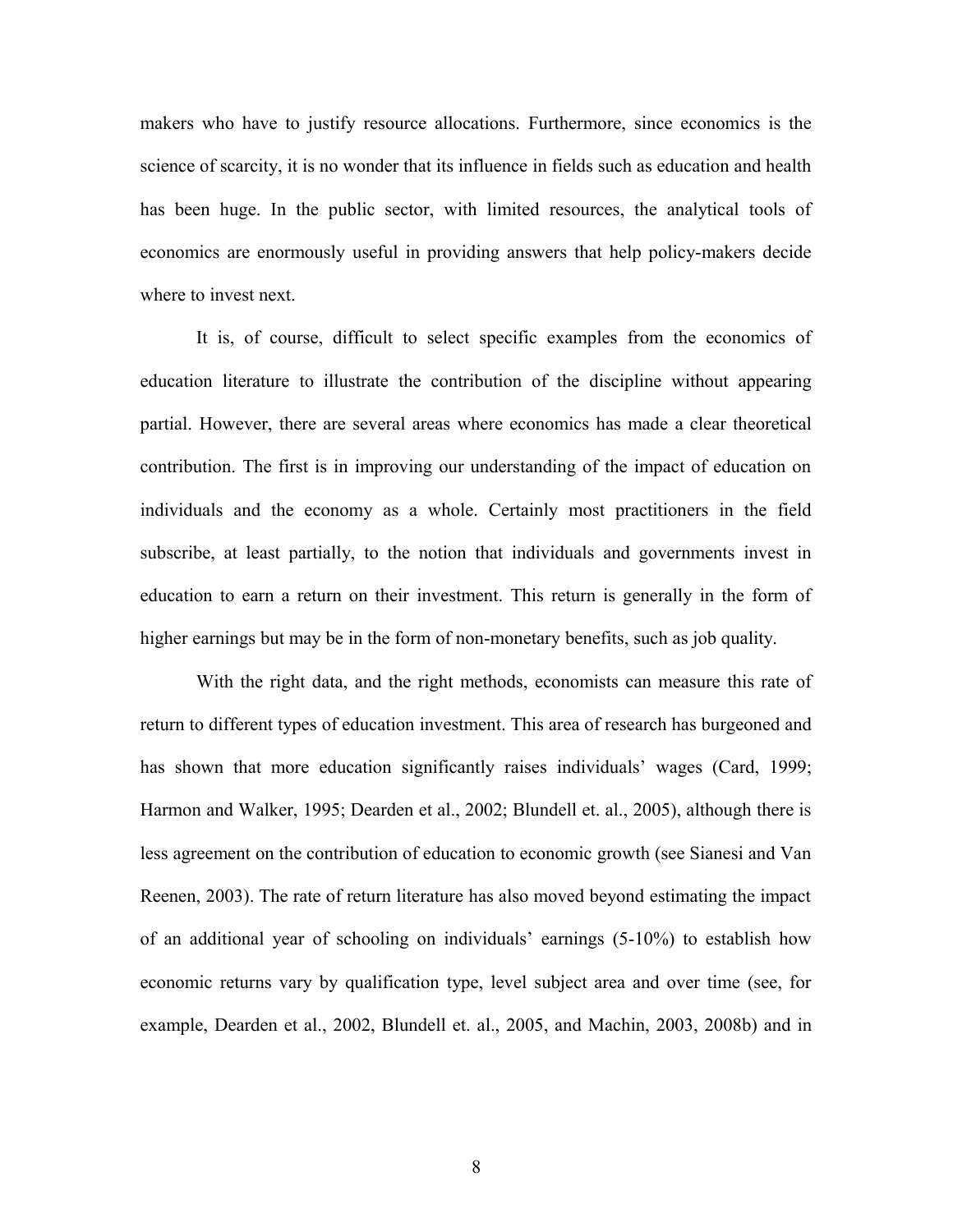makers who have to justify resource allocations. Furthermore, since economics is the science of scarcity, it is no wonder that its influence in fields such as education and health has been huge. In the public sector, with limited resources, the analytical tools of economics are enormously useful in providing answers that help policy-makers decide where to invest next.

It is, of course, difficult to select specific examples from the economics of education literature to illustrate the contribution of the discipline without appearing partial. However, there are several areas where economics has made a clear theoretical contribution. The first is in improving our understanding of the impact of education on individuals and the economy as a whole. Certainly most practitioners in the field subscribe, at least partially, to the notion that individuals and governments invest in education to earn a return on their investment. This return is generally in the form of higher earnings but may be in the form of non-monetary benefits, such as job quality.

With the right data, and the right methods, economists can measure this rate of return to different types of education investment. This area of research has burgeoned and has shown that more education significantly raises individuals' wages (Card, 1999; Harmon and Walker, 1995; Dearden et al., 2002; Blundell et. al., 2005), although there is less agreement on the contribution of education to economic growth (see Sianesi and Van Reenen, 2003). The rate of return literature has also moved beyond estimating the impact of an additional year of schooling on individuals' earnings (5-10%) to establish how economic returns vary by qualification type, level subject area and over time (see, for example, Dearden et al., 2002, Blundell et. al., 2005, and Machin, 2003, 2008b) and in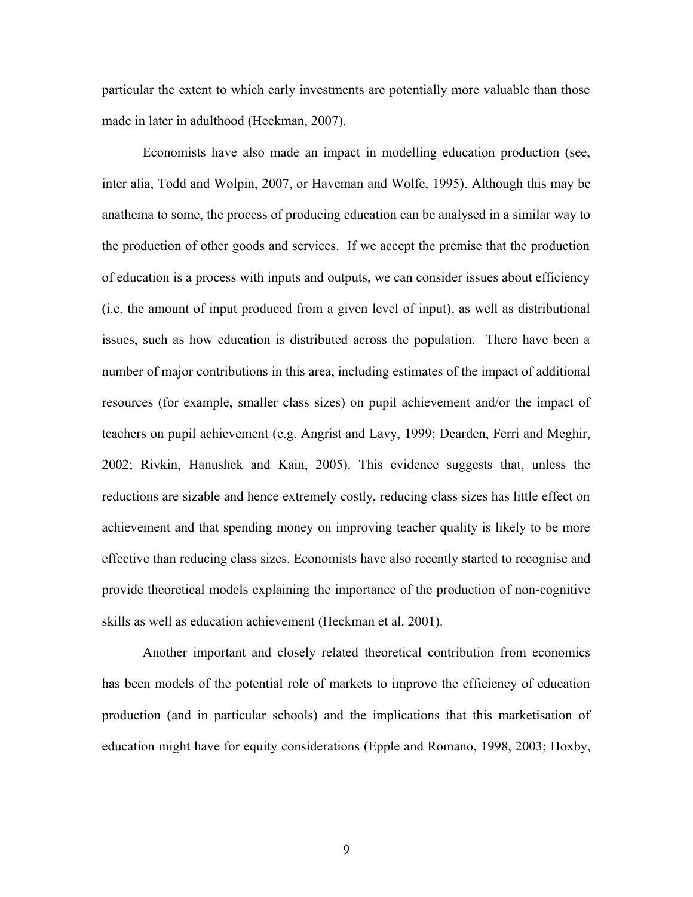particular the extent to which early investments are potentially more valuable than those made in later in adulthood (Heckman, 2007).

Economists have also made an impact in modelling education production (see, inter alia, Todd and Wolpin, 2007, or Haveman and Wolfe, 1995). Although this may be anathema to some, the process of producing education can be analysed in a similar way to the production of other goods and services. If we accept the premise that the production of education is a process with inputs and outputs, we can consider issues about efficiency (i.e. the amount of input produced from a given level of input), as well as distributional issues, such as how education is distributed across the population. There have been a number of major contributions in this area, including estimates of the impact of additional resources (for example, smaller class sizes) on pupil achievement and/or the impact of teachers on pupil achievement (e.g. Angrist and Lavy, 1999; Dearden, Ferri and Meghir, 2002; Rivkin, Hanushek and Kain, 2005). This evidence suggests that, unless the reductions are sizable and hence extremely costly, reducing class sizes has little effect on achievement and that spending money on improving teacher quality is likely to be more effective than reducing class sizes. Economists have also recently started to recognise and provide theoretical models explaining the importance of the production of non-cognitive skills as well as education achievement (Heckman et al. 2001).

Another important and closely related theoretical contribution from economics has been models of the potential role of markets to improve the efficiency of education production (and in particular schools) and the implications that this marketisation of education might have for equity considerations (Epple and Romano, 1998, 2003; Hoxby,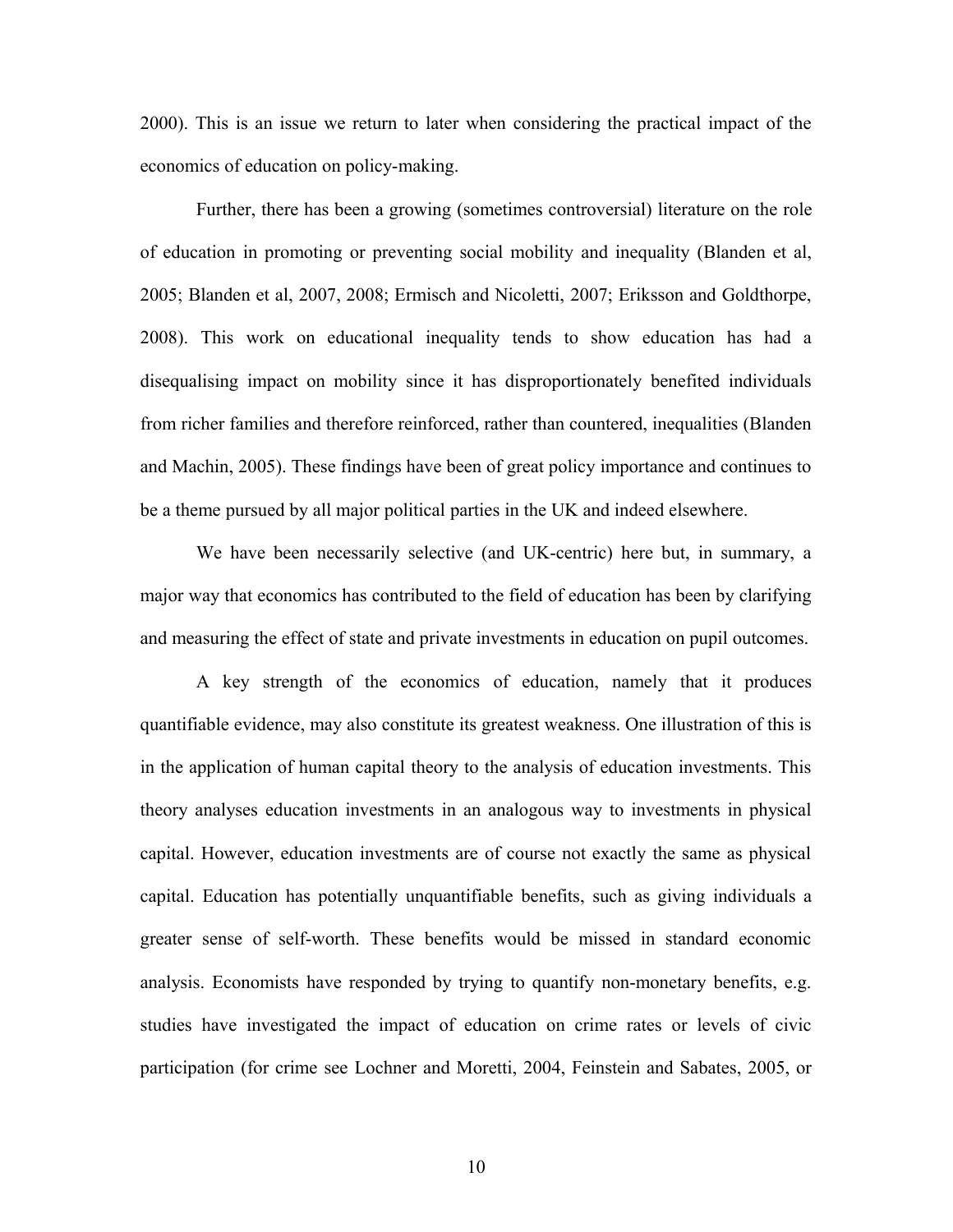2000). This is an issue we return to later when considering the practical impact of the economics of education on policy-making.

Further, there has been a growing (sometimes controversial) literature on the role of education in promoting or preventing social mobility and inequality (Blanden et al, 2005; Blanden et al, 2007, 2008; Ermisch and Nicoletti, 2007; Eriksson and Goldthorpe, 2008). This work on educational inequality tends to show education has had a disequalising impact on mobility since it has disproportionately benefited individuals from richer families and therefore reinforced, rather than countered, inequalities (Blanden and Machin, 2005). These findings have been of great policy importance and continues to be a theme pursued by all major political parties in the UK and indeed elsewhere.

We have been necessarily selective (and UK-centric) here but, in summary, a major way that economics has contributed to the field of education has been by clarifying and measuring the effect of state and private investments in education on pupil outcomes.

A key strength of the economics of education, namely that it produces quantifiable evidence, may also constitute its greatest weakness. One illustration of this is in the application of human capital theory to the analysis of education investments. This theory analyses education investments in an analogous way to investments in physical capital. However, education investments are of course not exactly the same as physical capital. Education has potentially unquantifiable benefits, such as giving individuals a greater sense of self-worth. These benefits would be missed in standard economic analysis. Economists have responded by trying to quantify non-monetary benefits, e.g. studies have investigated the impact of education on crime rates or levels of civic participation (for crime see Lochner and Moretti, 2004, Feinstein and Sabates, 2005, or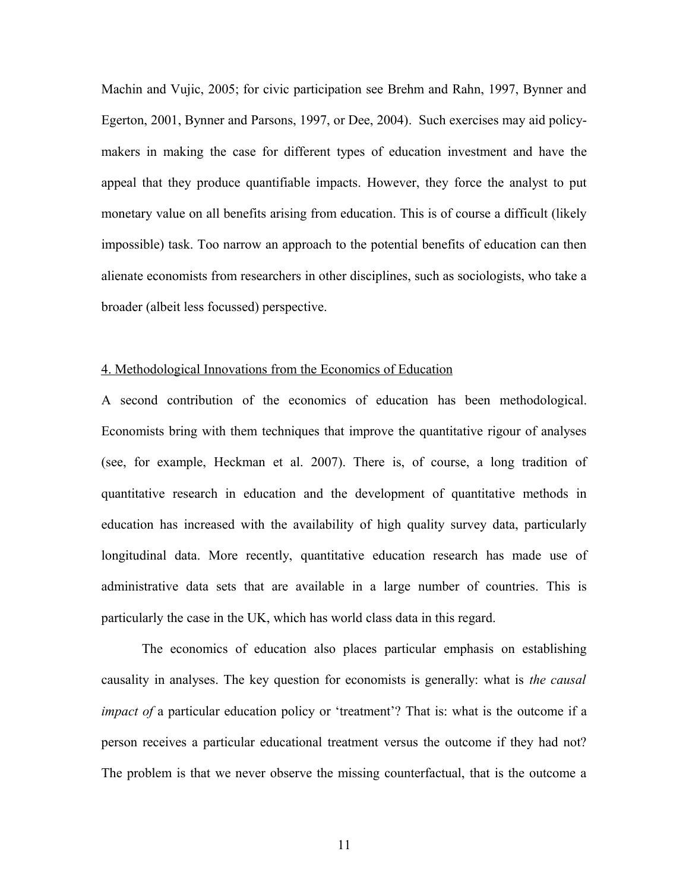Machin and Vujic, 2005; for civic participation see Brehm and Rahn, 1997, Bynner and Egerton, 2001, Bynner and Parsons, 1997, or Dee, 2004). Such exercises may aid policy-makers in making the case for different types of education investment and have the appeal that they produce quantifiable impacts. However, they force the analyst to put monetary value on all benefits arising from education. This is of course a difficult (likely impossible) task. Too narrow an approach to the potential benefits of education can then alienate economists from researchers in other disciplines, such as sociologists, who take a broader (albeit less focussed) perspective.

## 4. Methodological Innovations from the Economics of Education

A second contribution of the economics of education has been methodological. Economists bring with them techniques that improve the quantitative rigour of analyses (see, for example, Heckman et al. 2007). There is, of course, a long tradition of quantitative research in education and the development of quantitative methods in education has increased with the availability of high quality survey data, particularly longitudinal data. More recently, quantitative education research has made use of administrative data sets that are available in a large number of countries. This is particularly the case in the UK, which has world class data in this regard.

The economics of education also places particular emphasis on establishing causality in analyses. The key question for economists is generally: what is *the causal impact of* a particular education policy or 'treatment'? That is: what is the outcome if a person receives a particular educational treatment versus the outcome if they had not? The problem is that we never observe the missing counterfactual, that is the outcome a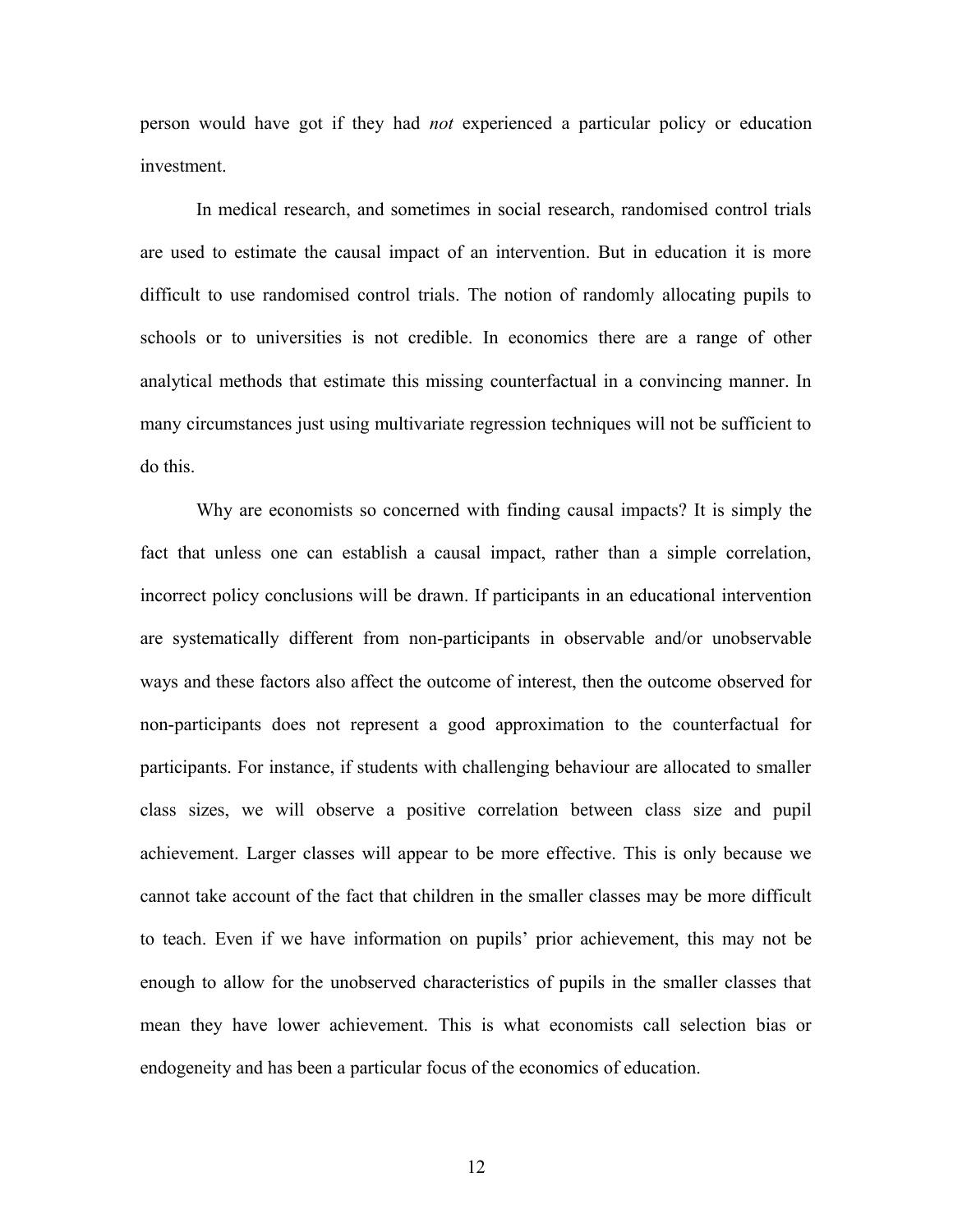person would have got if they had *not* experienced a particular policy or education investment.

In medical research, and sometimes in social research, randomised control trials are used to estimate the causal impact of an intervention. But in education it is more difficult to use randomised control trials. The notion of randomly allocating pupils to schools or to universities is not credible. In economics there are a range of other analytical methods that estimate this missing counterfactual in a convincing manner. In many circumstances just using multivariate regression techniques will not be sufficient to do this.

Why are economists so concerned with finding causal impacts? It is simply the fact that unless one can establish a causal impact, rather than a simple correlation, incorrect policy conclusions will be drawn. If participants in an educational intervention are systematically different from non-participants in observable and/or unobservable ways and these factors also affect the outcome of interest, then the outcome observed for non-participants does not represent a good approximation to the counterfactual for participants. For instance, if students with challenging behaviour are allocated to smaller class sizes, we will observe a positive correlation between class size and pupil achievement. Larger classes will appear to be more effective. This is only because we cannot take account of the fact that children in the smaller classes may be more difficult to teach. Even if we have information on pupils' prior achievement, this may not be enough to allow for the unobserved characteristics of pupils in the smaller classes that mean they have lower achievement. This is what economists call selection bias or endogeneity and has been a particular focus of the economics of education.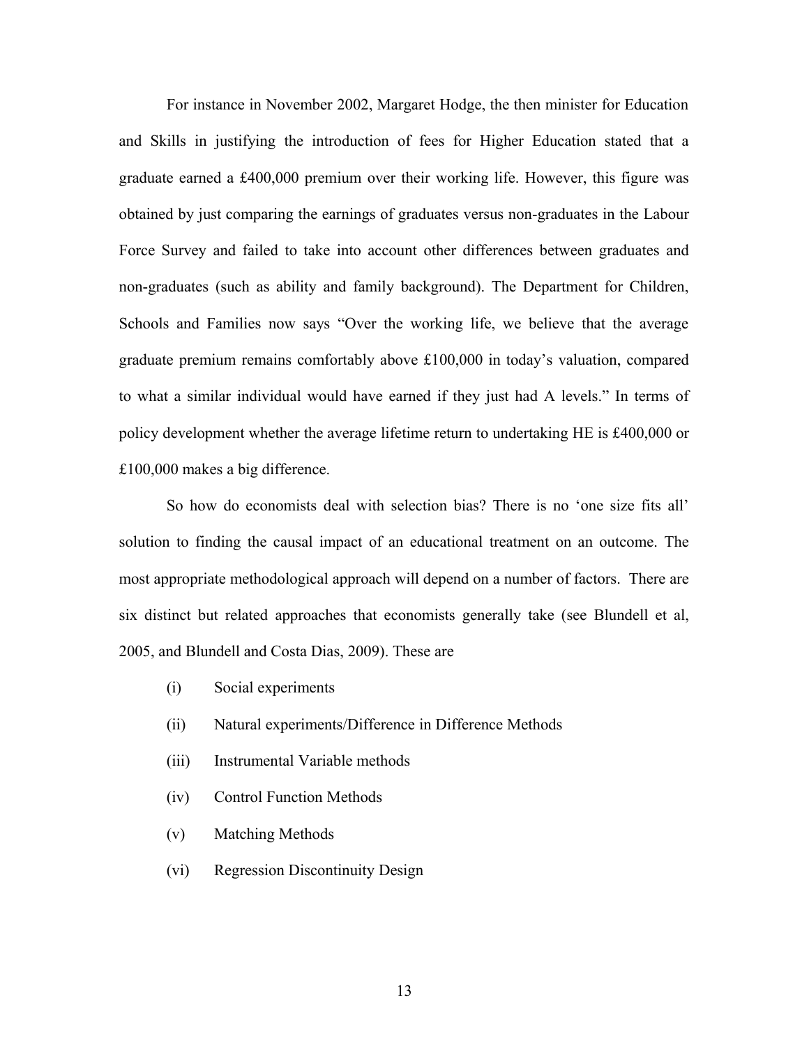For instance in November 2002, Margaret Hodge, the then minister for Education and Skills in justifying the introduction of fees for Higher Education stated that a graduate earned a £400,000 premium over their working life. However, this figure was obtained by just comparing the earnings of graduates versus non-graduates in the Labour Force Survey and failed to take into account other differences between graduates and non-graduates (such as ability and family background). The Department for Children, Schools and Families now says "Over the working life, we believe that the average graduate premium remains comfortably above £100,000 in today's valuation, compared to what a similar individual would have earned if they just had A levels." In terms of policy development whether the average lifetime return to undertaking HE is £400,000 or £100,000 makes a big difference.

So how do economists deal with selection bias? There is no 'one size fits all' solution to finding the causal impact of an educational treatment on an outcome. The most appropriate methodological approach will depend on a number of factors. There are six distinct but related approaches that economists generally take (see Blundell et al, 2005, and Blundell and Costa Dias, 2009). These are

(i) Social experiments

(ii) Natural experiments/Difference in Difference Methods

(iii) Instrumental Variable methods

(iv) Control Function Methods

(v) Matching Methods

(vi) Regression Discontinuity Design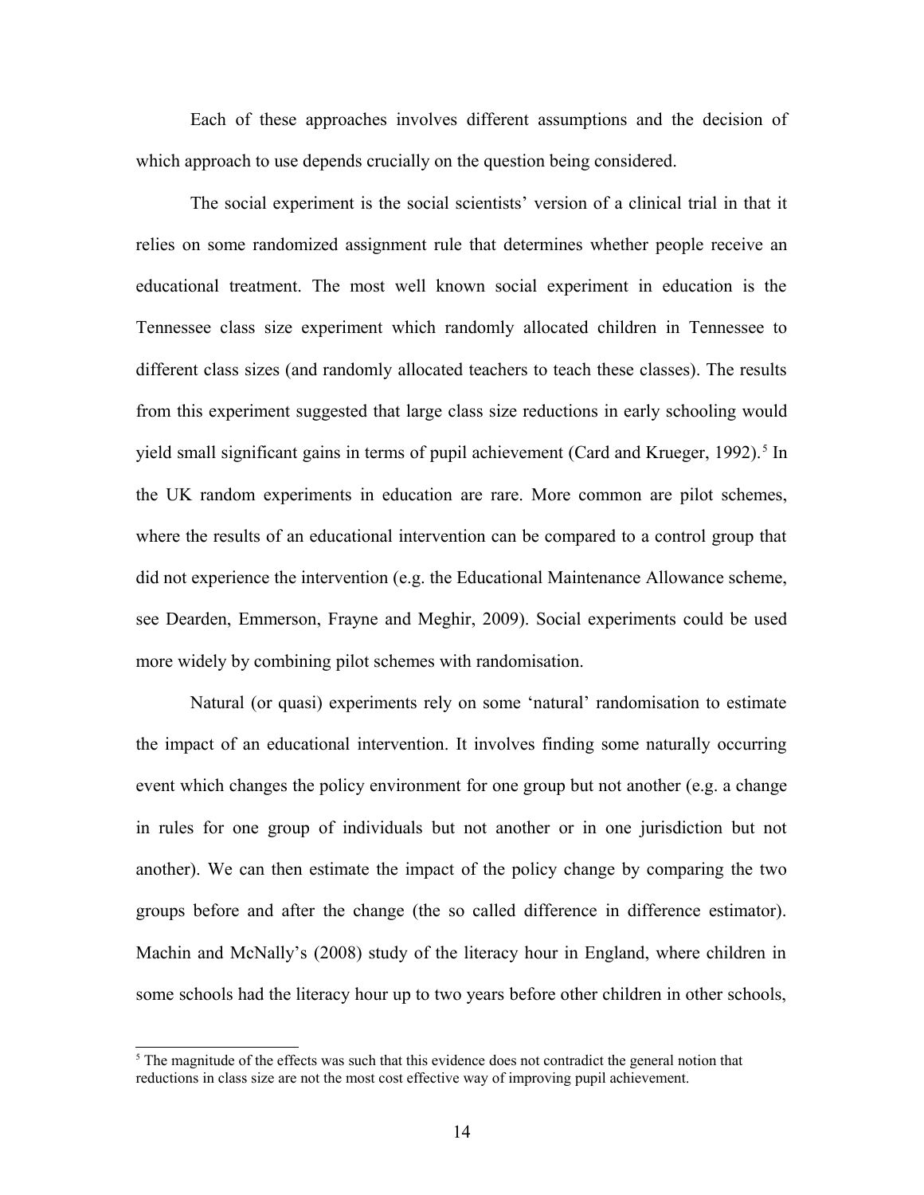Each of these approaches involves different assumptions and the decision of which approach to use depends crucially on the question being considered.

The social experiment is the social scientists' version of a clinical trial in that it relies on some randomized assignment rule that determines whether people receive an educational treatment. The most well known social experiment in education is the Tennessee class size experiment which randomly allocated children in Tennessee to different class sizes (and randomly allocated teachers to teach these classes). The results from this experiment suggested that large class size reductions in early schooling would yield small significant gains in terms of pupil achievement (Card and Krueger, 1992).[5] In the UK random experiments in education are rare. More common are pilot schemes, where the results of an educational intervention can be compared to a control group that did not experience the intervention (e.g. the Educational Maintenance Allowance scheme, see Dearden, Emmerson, Frayne and Meghir, 2009). Social experiments could be used more widely by combining pilot schemes with randomisation.

Natural (or quasi) experiments rely on some 'natural' randomisation to estimate the impact of an educational intervention. It involves finding some naturally occurring event which changes the policy environment for one group but not another (e.g. a change in rules for one group of individuals but not another or in one jurisdiction but not another). We can then estimate the impact of the policy change by comparing the two groups before and after the change (the so called difference in difference estimator). Machin and McNally's (2008) study of the literacy hour in England, where children in some schools had the literacy hour up to two years before other children in other schools,

[5] The magnitude of the effects was such that this evidence does not contradict the general notion that reductions in class size are not the most cost effective way of improving pupil achievement.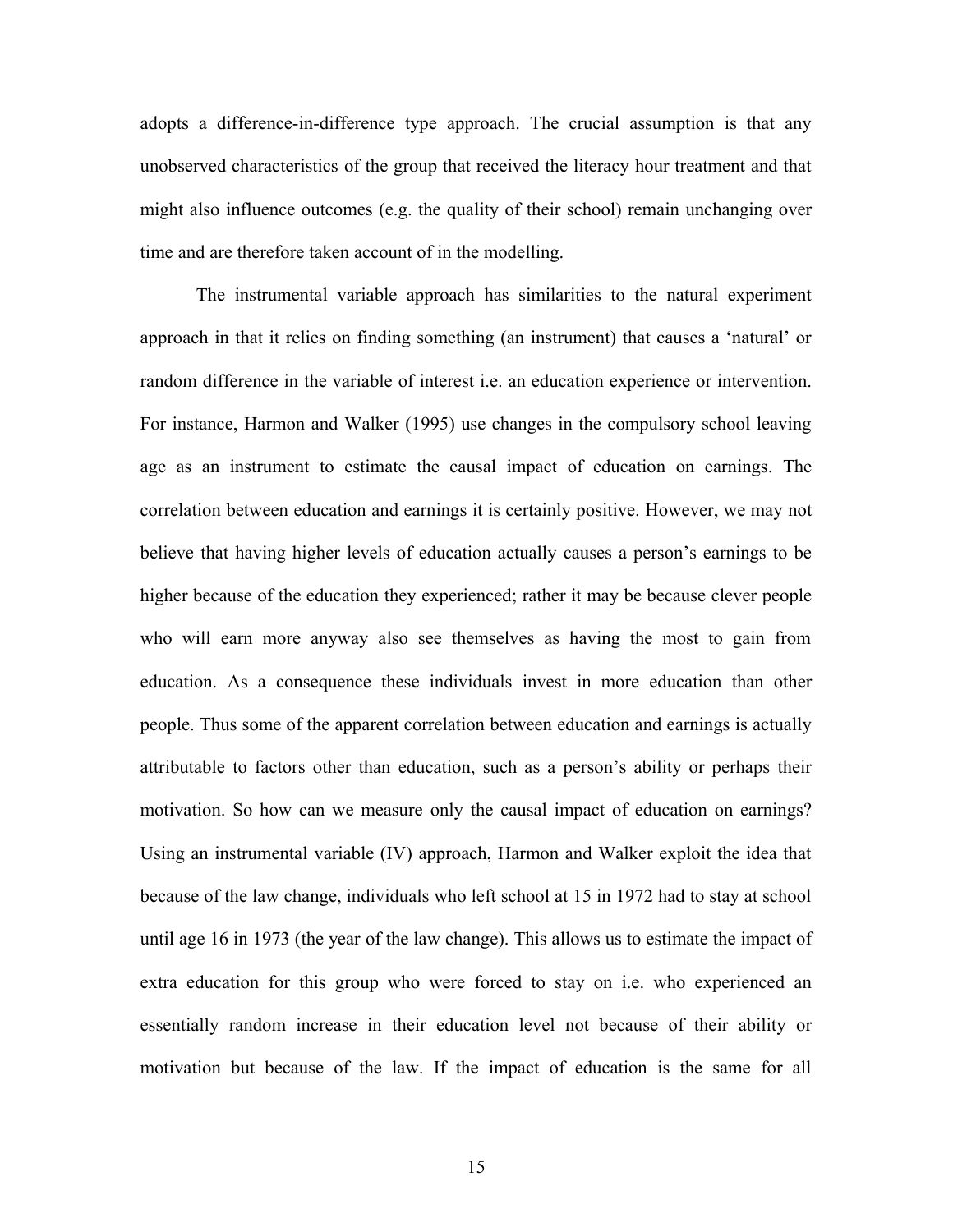adopts a difference-in-difference type approach. The crucial assumption is that any unobserved characteristics of the group that received the literacy hour treatment and that might also influence outcomes (e.g. the quality of their school) remain unchanging over time and are therefore taken account of in the modelling.

The instrumental variable approach has similarities to the natural experiment approach in that it relies on finding something (an instrument) that causes a 'natural' or random difference in the variable of interest i.e. an education experience or intervention. For instance, Harmon and Walker (1995) use changes in the compulsory school leaving age as an instrument to estimate the causal impact of education on earnings. The correlation between education and earnings it is certainly positive. However, we may not believe that having higher levels of education actually causes a person's earnings to be higher because of the education they experienced; rather it may be because clever people who will earn more anyway also see themselves as having the most to gain from education. As a consequence these individuals invest in more education than other people. Thus some of the apparent correlation between education and earnings is actually attributable to factors other than education, such as a person's ability or perhaps their motivation. So how can we measure only the causal impact of education on earnings? Using an instrumental variable (IV) approach, Harmon and Walker exploit the idea that because of the law change, individuals who left school at 15 in 1972 had to stay at school until age 16 in 1973 (the year of the law change). This allows us to estimate the impact of extra education for this group who were forced to stay on i.e. who experienced an essentially random increase in their education level not because of their ability or motivation but because of the law. If the impact of education is the same for all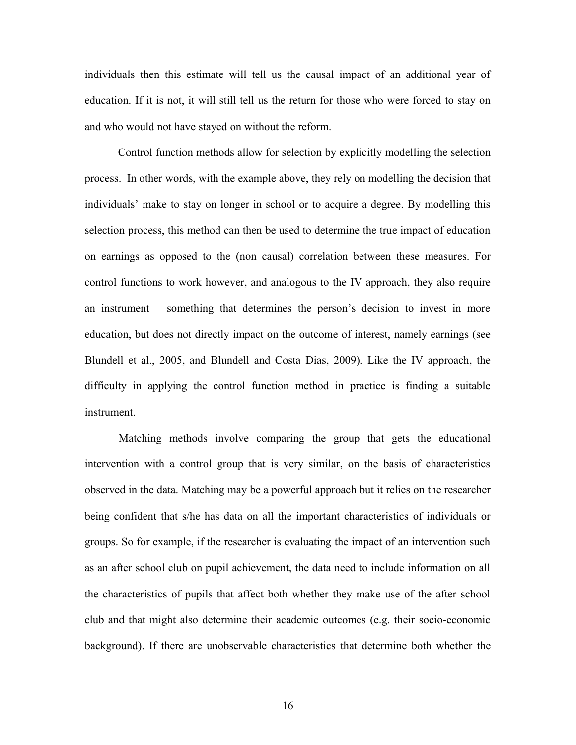individuals then this estimate will tell us the causal impact of an additional year of education. If it is not, it will still tell us the return for those who were forced to stay on and who would not have stayed on without the reform.

Control function methods allow for selection by explicitly modelling the selection process. In other words, with the example above, they rely on modelling the decision that individuals' make to stay on longer in school or to acquire a degree. By modelling this selection process, this method can then be used to determine the true impact of education on earnings as opposed to the (non causal) correlation between these measures. For control functions to work however, and analogous to the IV approach, they also require an instrument – something that determines the person's decision to invest in more education, but does not directly impact on the outcome of interest, namely earnings (see Blundell et al., 2005, and Blundell and Costa Dias, 2009). Like the IV approach, the difficulty in applying the control function method in practice is finding a suitable instrument.

Matching methods involve comparing the group that gets the educational intervention with a control group that is very similar, on the basis of characteristics observed in the data. Matching may be a powerful approach but it relies on the researcher being confident that s/he has data on all the important characteristics of individuals or groups. So for example, if the researcher is evaluating the impact of an intervention such as an after school club on pupil achievement, the data need to include information on all the characteristics of pupils that affect both whether they make use of the after school club and that might also determine their academic outcomes (e.g. their socio-economic background). If there are unobservable characteristics that determine both whether the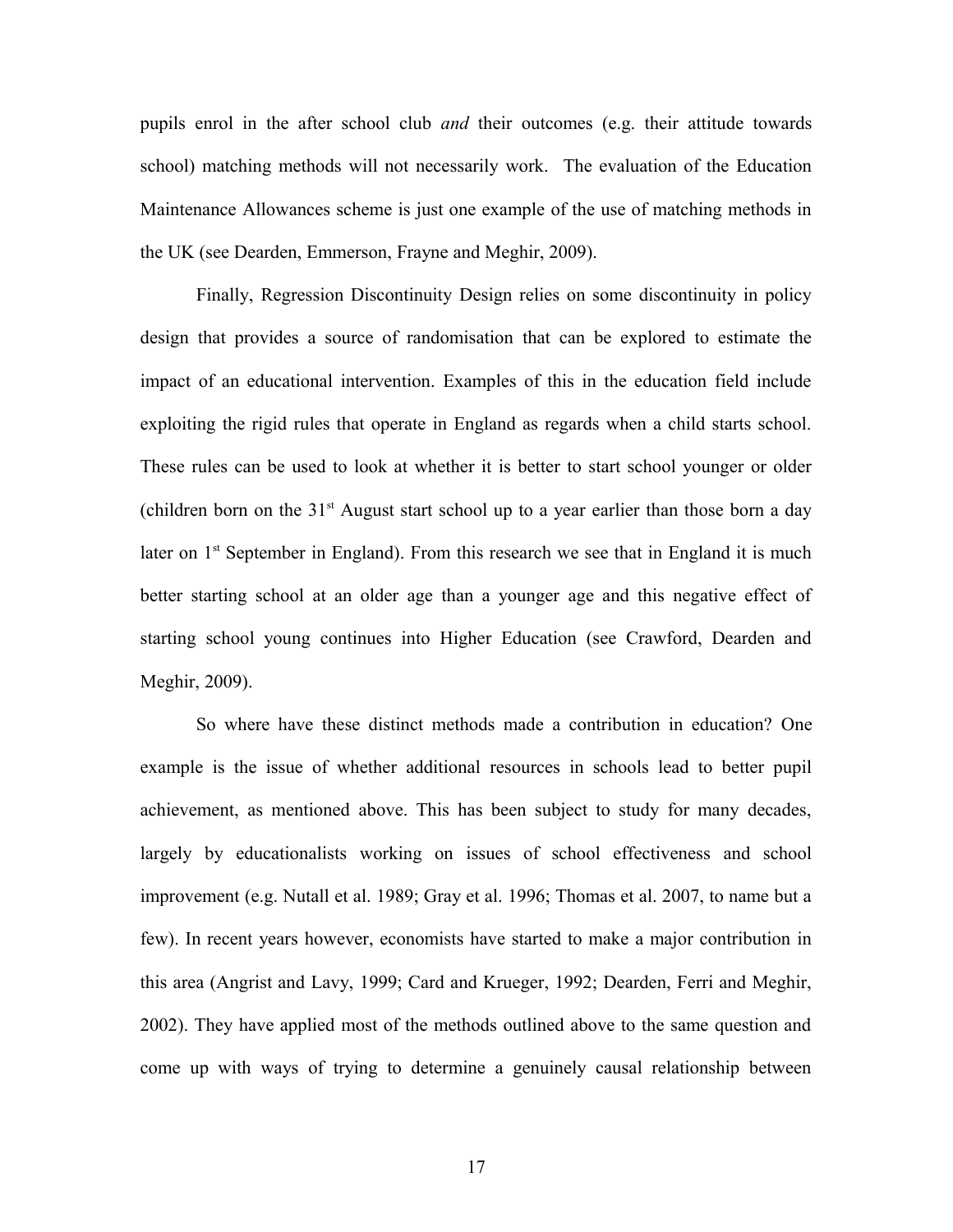pupils enrol in the after school club *and* their outcomes (e.g. their attitude towards school) matching methods will not necessarily work. The evaluation of the Education Maintenance Allowances scheme is just one example of the use of matching methods in the UK (see Dearden, Emmerson, Frayne and Meghir, 2009).

Finally, Regression Discontinuity Design relies on some discontinuity in policy design that provides a source of randomisation that can be explored to estimate the impact of an educational intervention. Examples of this in the education field include exploiting the rigid rules that operate in England as regards when a child starts school. These rules can be used to look at whether it is better to start school younger or older (children born on the 31st August start school up to a year earlier than those born a day later on 1st September in England). From this research we see that in England it is much better starting school at an older age than a younger age and this negative effect of starting school young continues into Higher Education (see Crawford, Dearden and Meghir, 2009).

So where have these distinct methods made a contribution in education? One example is the issue of whether additional resources in schools lead to better pupil achievement, as mentioned above. This has been subject to study for many decades, largely by educationalists working on issues of school effectiveness and school improvement (e.g. Nutall et al. 1989; Gray et al. 1996; Thomas et al. 2007, to name but a few). In recent years however, economists have started to make a major contribution in this area (Angrist and Lavy, 1999; Card and Krueger, 1992; Dearden, Ferri and Meghir, 2002). They have applied most of the methods outlined above to the same question and come up with ways of trying to determine a genuinely causal relationship between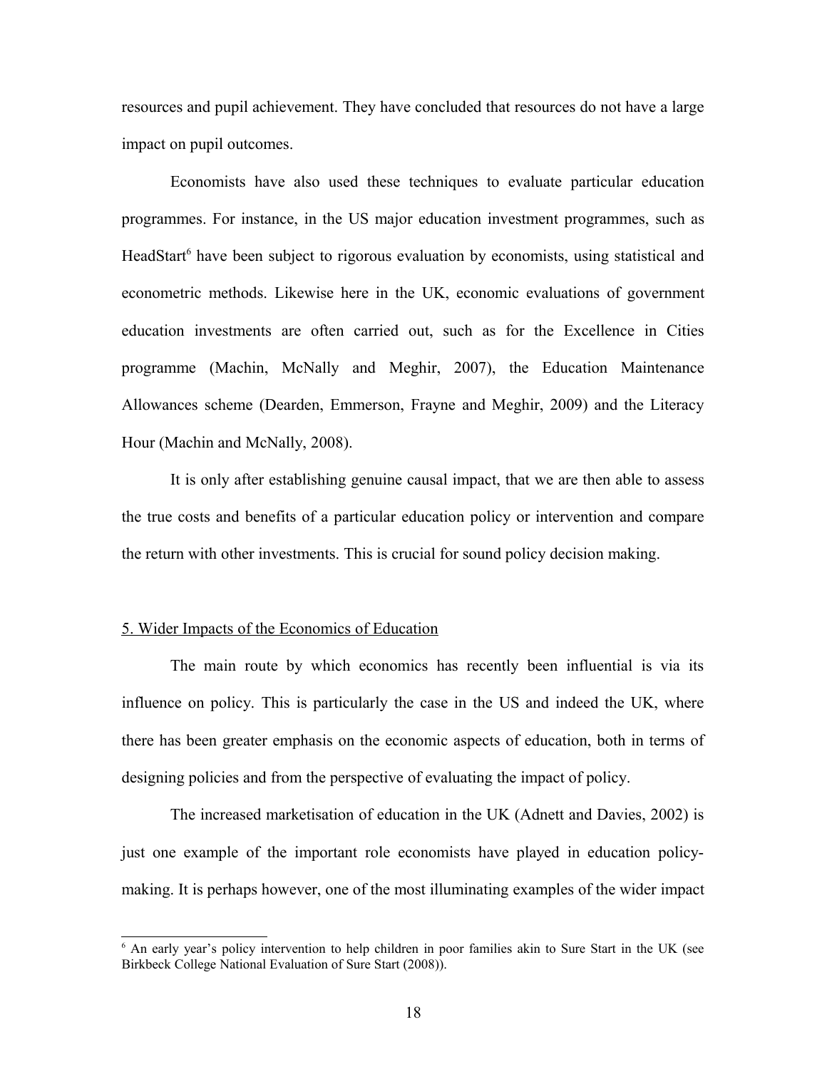resources and pupil achievement. They have concluded that resources do not have a large impact on pupil outcomes.

Economists have also used these techniques to evaluate particular education programmes. For instance, in the US major education investment programmes, such as HeadStart[6] have been subject to rigorous evaluation by economists, using statistical and econometric methods. Likewise here in the UK, economic evaluations of government education investments are often carried out, such as for the Excellence in Cities programme (Machin, McNally and Meghir, 2007), the Education Maintenance Allowances scheme (Dearden, Emmerson, Frayne and Meghir, 2009) and the Literacy Hour (Machin and McNally, 2008).

It is only after establishing genuine causal impact, that we are then able to assess the true costs and benefits of a particular education policy or intervention and compare the return with other investments. This is crucial for sound policy decision making.

## 5. Wider Impacts of the Economics of Education

The main route by which economics has recently been influential is via its influence on policy. This is particularly the case in the US and indeed the UK, where there has been greater emphasis on the economic aspects of education, both in terms of designing policies and from the perspective of evaluating the impact of policy.

The increased marketisation of education in the UK (Adnett and Davies, 2002) is just one example of the important role economists have played in education policy-making. It is perhaps however, one of the most illuminating examples of the wider impact

[6] An early year's policy intervention to help children in poor families akin to Sure Start in the UK (see Birkbeck College National Evaluation of Sure Start (2008)).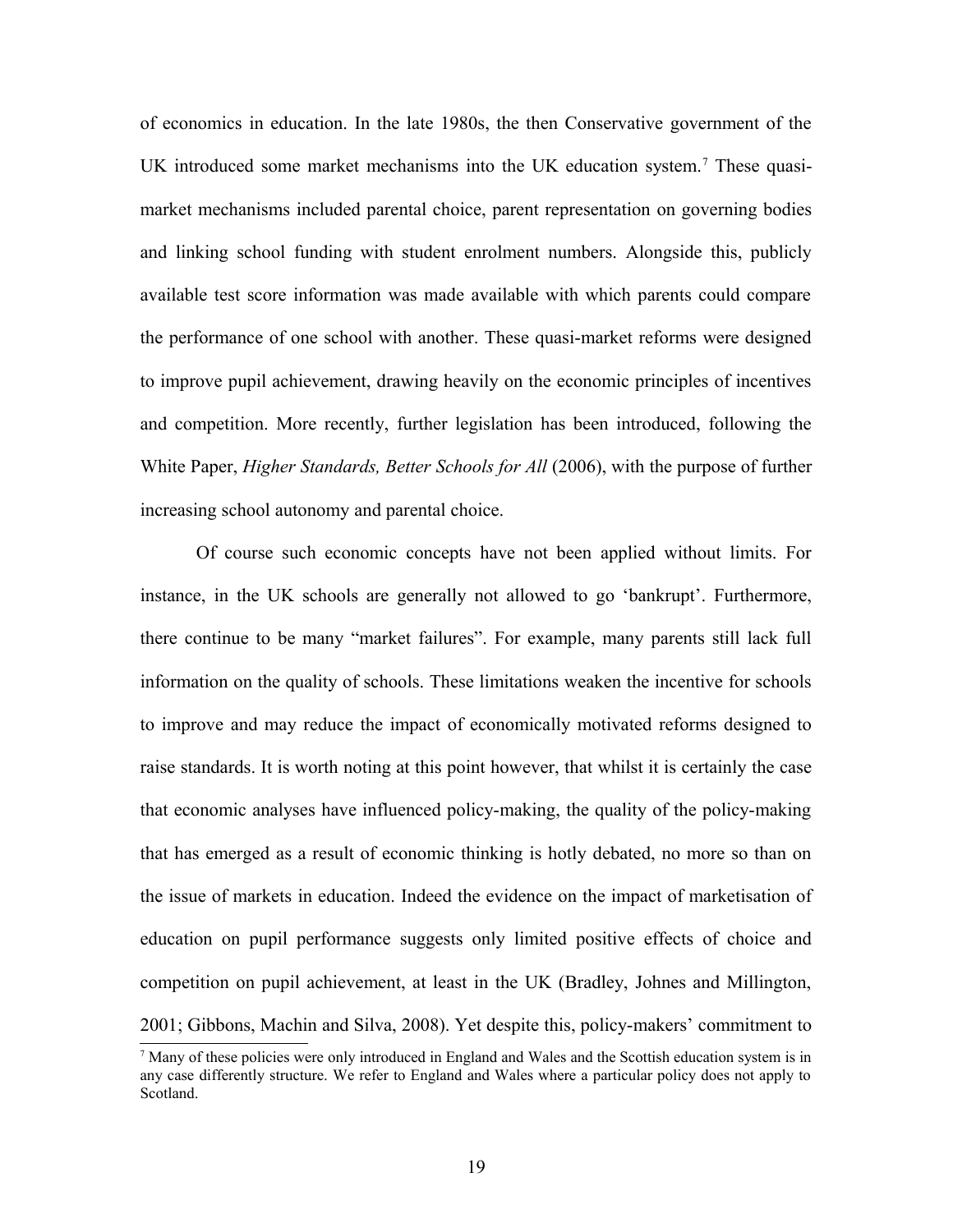of economics in education. In the late 1980s, the then Conservative government of the UK introduced some market mechanisms into the UK education system.[7] These quasi-market mechanisms included parental choice, parent representation on governing bodies and linking school funding with student enrolment numbers. Alongside this, publicly available test score information was made available with which parents could compare the performance of one school with another. These quasi-market reforms were designed to improve pupil achievement, drawing heavily on the economic principles of incentives and competition. More recently, further legislation has been introduced, following the White Paper, *Higher Standards, Better Schools for All* (2006), with the purpose of further increasing school autonomy and parental choice.

Of course such economic concepts have not been applied without limits. For instance, in the UK schools are generally not allowed to go 'bankrupt'. Furthermore, there continue to be many "market failures". For example, many parents still lack full information on the quality of schools. These limitations weaken the incentive for schools to improve and may reduce the impact of economically motivated reforms designed to raise standards. It is worth noting at this point however, that whilst it is certainly the case that economic analyses have influenced policy-making, the quality of the policy-making that has emerged as a result of economic thinking is hotly debated, no more so than on the issue of markets in education. Indeed the evidence on the impact of marketisation of education on pupil performance suggests only limited positive effects of choice and competition on pupil achievement, at least in the UK (Bradley, Johnes and Millington, 2001; Gibbons, Machin and Silva, 2008). Yet despite this, policy-makers' commitment to

[7] Many of these policies were only introduced in England and Wales and the Scottish education system is in any case differently structure. We refer to England and Wales where a particular policy does not apply to Scotland.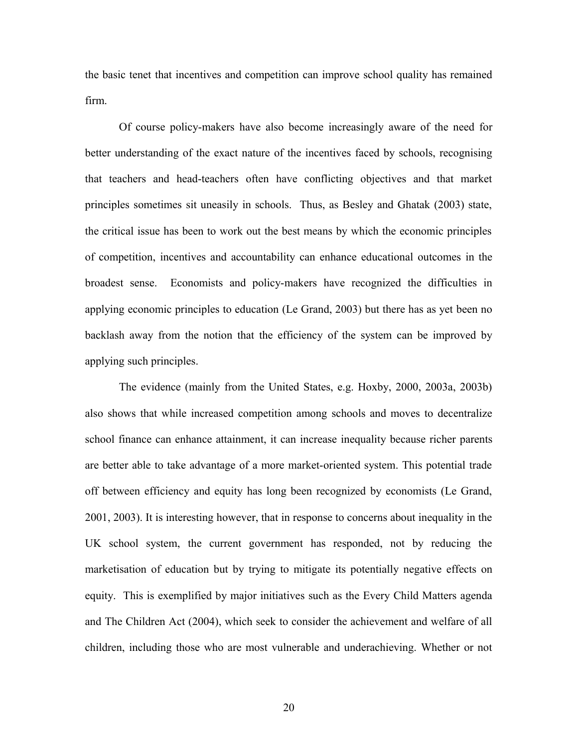the basic tenet that incentives and competition can improve school quality has remained firm.

Of course policy-makers have also become increasingly aware of the need for better understanding of the exact nature of the incentives faced by schools, recognising that teachers and head-teachers often have conflicting objectives and that market principles sometimes sit uneasily in schools. Thus, as Besley and Ghatak (2003) state, the critical issue has been to work out the best means by which the economic principles of competition, incentives and accountability can enhance educational outcomes in the broadest sense. Economists and policy-makers have recognized the difficulties in applying economic principles to education (Le Grand, 2003) but there has as yet been no backlash away from the notion that the efficiency of the system can be improved by applying such principles.

The evidence (mainly from the United States, e.g. Hoxby, 2000, 2003a, 2003b) also shows that while increased competition among schools and moves to decentralize school finance can enhance attainment, it can increase inequality because richer parents are better able to take advantage of a more market-oriented system. This potential trade off between efficiency and equity has long been recognized by economists (Le Grand, 2001, 2003). It is interesting however, that in response to concerns about inequality in the UK school system, the current government has responded, not by reducing the marketisation of education but by trying to mitigate its potentially negative effects on equity. This is exemplified by major initiatives such as the Every Child Matters agenda and The Children Act (2004), which seek to consider the achievement and welfare of all children, including those who are most vulnerable and underachieving. Whether or not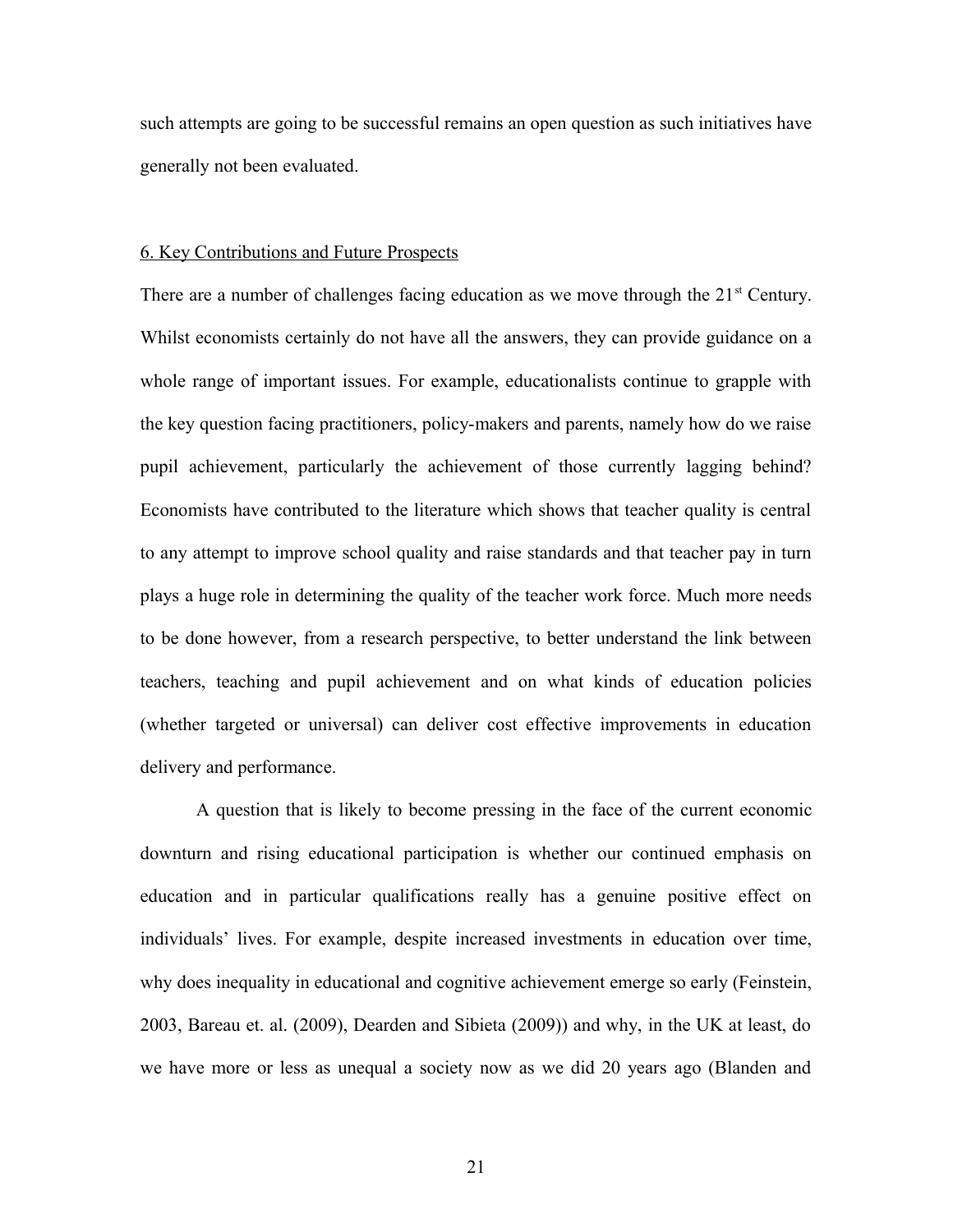such attempts are going to be successful remains an open question as such initiatives have generally not been evaluated.

## 6. Key Contributions and Future Prospects

There are a number of challenges facing education as we move through the 21st Century. Whilst economists certainly do not have all the answers, they can provide guidance on a whole range of important issues. For example, educationalists continue to grapple with the key question facing practitioners, policy-makers and parents, namely how do we raise pupil achievement, particularly the achievement of those currently lagging behind? Economists have contributed to the literature which shows that teacher quality is central to any attempt to improve school quality and raise standards and that teacher pay in turn plays a huge role in determining the quality of the teacher work force. Much more needs to be done however, from a research perspective, to better understand the link between teachers, teaching and pupil achievement and on what kinds of education policies (whether targeted or universal) can deliver cost effective improvements in education delivery and performance.

A question that is likely to become pressing in the face of the current economic downturn and rising educational participation is whether our continued emphasis on education and in particular qualifications really has a genuine positive effect on individuals' lives. For example, despite increased investments in education over time, why does inequality in educational and cognitive achievement emerge so early (Feinstein, 2003, Bareau et. al. (2009), Dearden and Sibieta (2009)) and why, in the UK at least, do we have more or less as unequal a society now as we did 20 years ago (Blanden and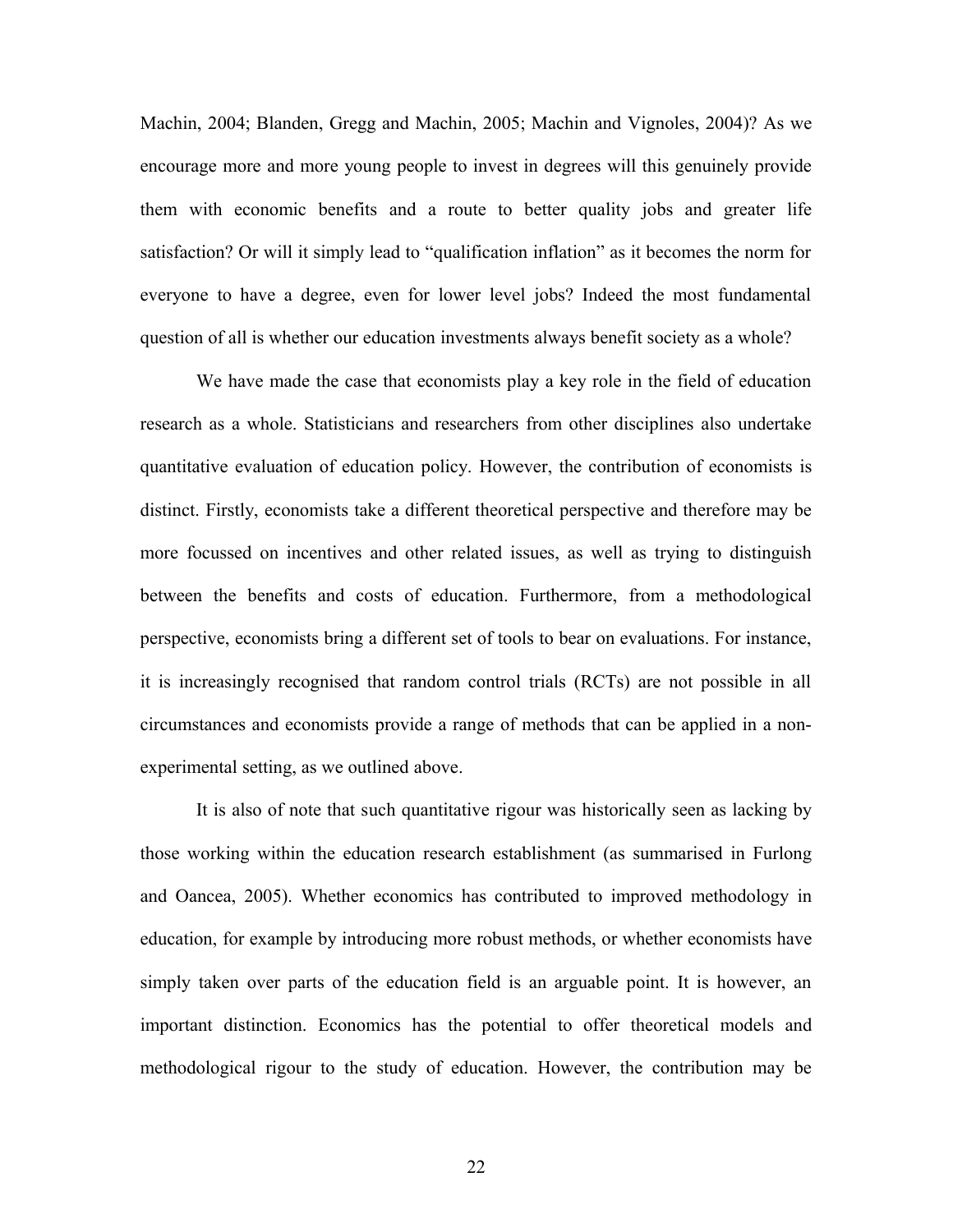Machin, 2004; Blanden, Gregg and Machin, 2005; Machin and Vignoles, 2004)? As we encourage more and more young people to invest in degrees will this genuinely provide them with economic benefits and a route to better quality jobs and greater life satisfaction? Or will it simply lead to "qualification inflation" as it becomes the norm for everyone to have a degree, even for lower level jobs? Indeed the most fundamental question of all is whether our education investments always benefit society as a whole?

We have made the case that economists play a key role in the field of education research as a whole. Statisticians and researchers from other disciplines also undertake quantitative evaluation of education policy. However, the contribution of economists is distinct. Firstly, economists take a different theoretical perspective and therefore may be more focussed on incentives and other related issues, as well as trying to distinguish between the benefits and costs of education. Furthermore, from a methodological perspective, economists bring a different set of tools to bear on evaluations. For instance, it is increasingly recognised that random control trials (RCTs) are not possible in all circumstances and economists provide a range of methods that can be applied in a non-experimental setting, as we outlined above.

It is also of note that such quantitative rigour was historically seen as lacking by those working within the education research establishment (as summarised in Furlong and Oancea, 2005). Whether economics has contributed to improved methodology in education, for example by introducing more robust methods, or whether economists have simply taken over parts of the education field is an arguable point. It is however, an important distinction. Economics has the potential to offer theoretical models and methodological rigour to the study of education. However, the contribution may be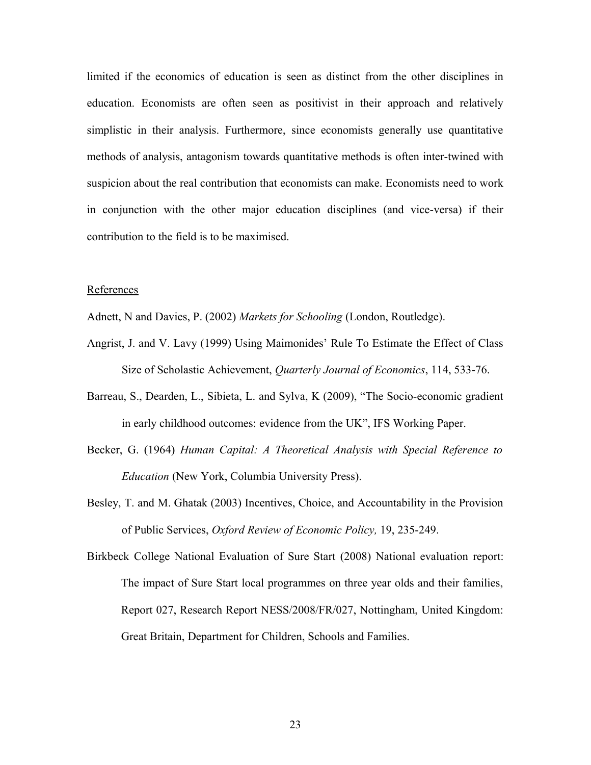limited if the economics of education is seen as distinct from the other disciplines in education. Economists are often seen as positivist in their approach and relatively simplistic in their analysis. Furthermore, since economists generally use quantitative methods of analysis, antagonism towards quantitative methods is often inter-twined with suspicion about the real contribution that economists can make. Economists need to work in conjunction with the other major education disciplines (and vice-versa) if their contribution to the field is to be maximised.

## References

Adnett, N and Davies, P. (2002) *Markets for Schooling* (London, Routledge).

Angrist, J. and V. Lavy (1999) Using Maimonides' Rule To Estimate the Effect of Class Size of Scholastic Achievement, *Quarterly Journal of Economics*, 114, 533-76.

Barreau, S., Dearden, L., Sibieta, L. and Sylva, K (2009), "The Socio-economic gradient in early childhood outcomes: evidence from the UK", IFS Working Paper.

Becker, G. (1964) *Human Capital: A Theoretical Analysis with Special Reference to Education* (New York, Columbia University Press).

Besley, T. and M. Ghatak (2003) Incentives, Choice, and Accountability in the Provision of Public Services, *Oxford Review of Economic Policy,* 19, 235-249.

Birkbeck College National Evaluation of Sure Start (2008) National evaluation report: The impact of Sure Start local programmes on three year olds and their families, Report 027, Research Report NESS/2008/FR/027, Nottingham, United Kingdom: Great Britain, Department for Children, Schools and Families.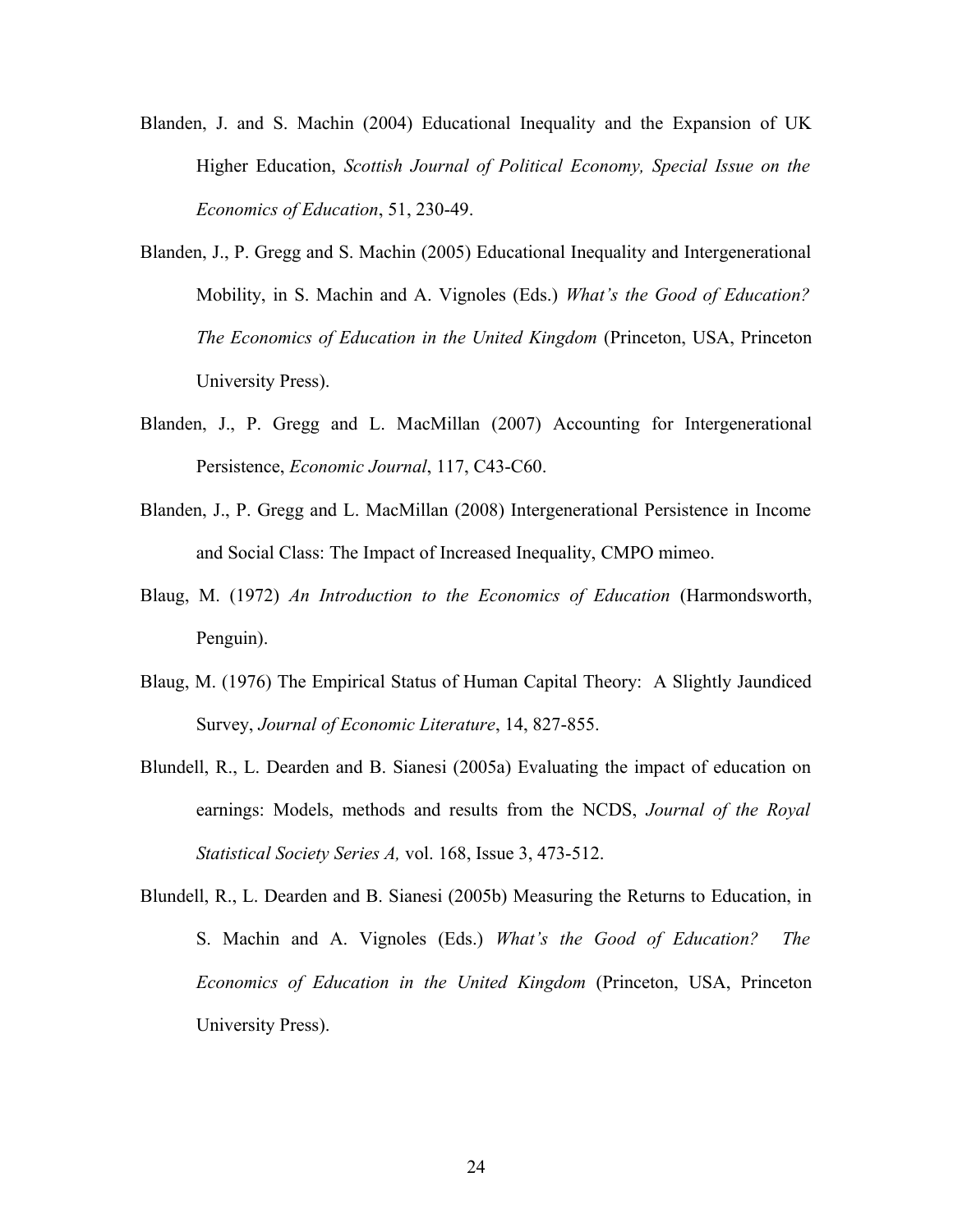Blanden, J. and S. Machin (2004) Educational Inequality and the Expansion of UK Higher Education, *Scottish Journal of Political Economy, Special Issue on the Economics of Education*, 51, 230-49.

Blanden, J., P. Gregg and S. Machin (2005) Educational Inequality and Intergenerational Mobility, in S. Machin and A. Vignoles (Eds.) *What's the Good of Education? The Economics of Education in the United Kingdom* (Princeton, USA, Princeton University Press).

Blanden, J., P. Gregg and L. MacMillan (2007) Accounting for Intergenerational Persistence, *Economic Journal*, 117, C43-C60.

Blanden, J., P. Gregg and L. MacMillan (2008) Intergenerational Persistence in Income and Social Class: The Impact of Increased Inequality, CMPO mimeo.

Blaug, M. (1972) *An Introduction to the Economics of Education* (Harmondsworth, Penguin).

Blaug, M. (1976) The Empirical Status of Human Capital Theory: A Slightly Jaundiced Survey, *Journal of Economic Literature*, 14, 827-855.

Blundell, R., L. Dearden and B. Sianesi (2005a) Evaluating the impact of education on earnings: Models, methods and results from the NCDS, *Journal of the Royal Statistical Society Series A,* vol. 168, Issue 3, 473-512.

Blundell, R., L. Dearden and B. Sianesi (2005b) Measuring the Returns to Education, in S. Machin and A. Vignoles (Eds.) *What's the Good of Education? The Economics of Education in the United Kingdom* (Princeton, USA, Princeton University Press).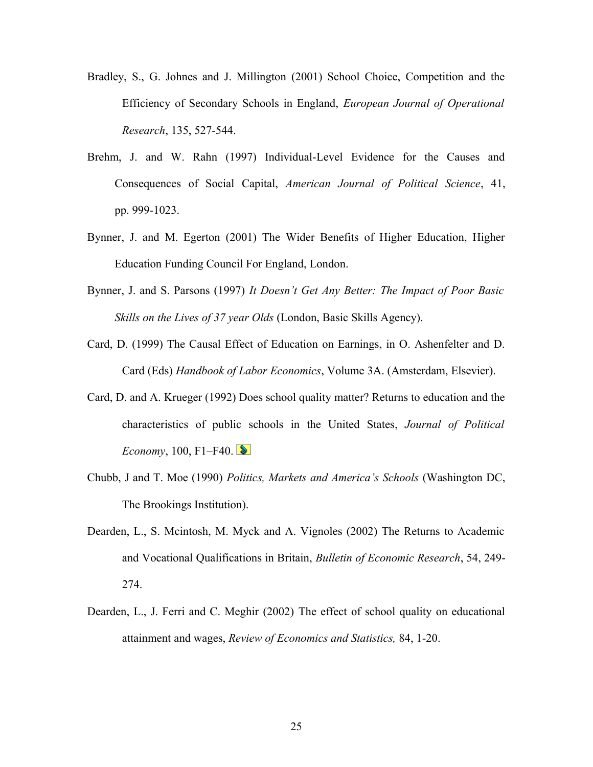Bradley, S., G. Johnes and J. Millington (2001) School Choice, Competition and the Efficiency of Secondary Schools in England, *European Journal of Operational Research*, 135, 527-544.

Brehm, J. and W. Rahn (1997) Individual-Level Evidence for the Causes and Consequences of Social Capital, *American Journal of Political Science*, 41, pp. 999-1023.

Bynner, J. and M. Egerton (2001) The Wider Benefits of Higher Education, Higher Education Funding Council For England, London.

Bynner, J. and S. Parsons (1997) *It Doesn't Get Any Better: The Impact of Poor Basic Skills on the Lives of 37 year Olds* (London, Basic Skills Agency).

Card, D. (1999) The Causal Effect of Education on Earnings, in O. Ashenfelter and D. Card (Eds) *Handbook of Labor Economics*, Volume 3A. (Amsterdam, Elsevier).

Card, D. and A. Krueger (1992) Does school quality matter? Returns to education and the characteristics of public schools in the United States, *Journal of Political Economy*, 100, F1–F40.

Chubb, J and T. Moe (1990) *Politics, Markets and America's Schools* (Washington DC, The Brookings Institution).

Dearden, L., S. Mcintosh, M. Myck and A. Vignoles (2002) The Returns to Academic and Vocational Qualifications in Britain, *Bulletin of Economic Research*, 54, 249-274.

Dearden, L., J. Ferri and C. Meghir (2002) The effect of school quality on educational attainment and wages, *Review of Economics and Statistics,* 84, 1-20.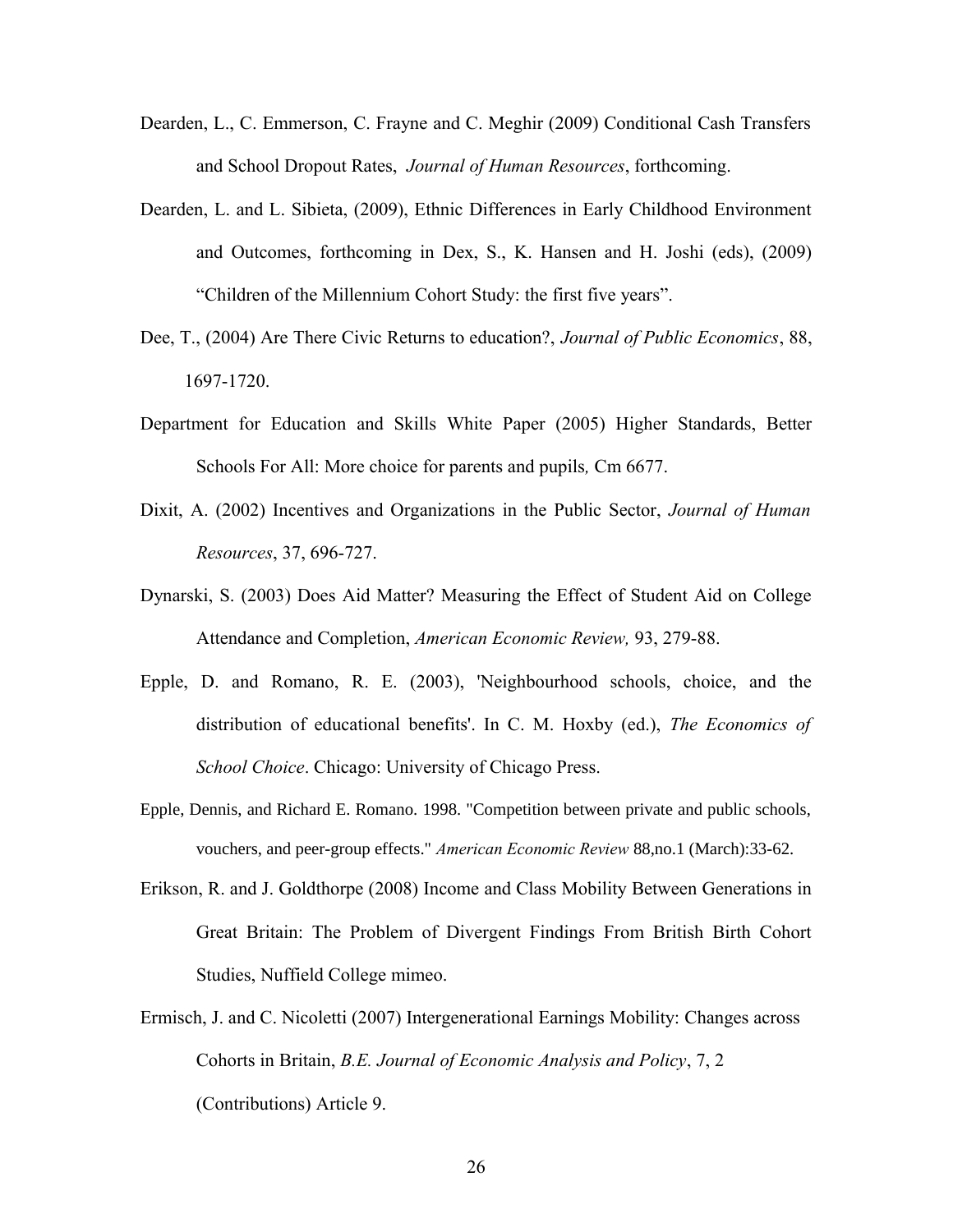Dearden, L., C. Emmerson, C. Frayne and C. Meghir (2009) Conditional Cash Transfers and School Dropout Rates, *Journal of Human Resources*, forthcoming.

Dearden, L. and L. Sibieta, (2009), Ethnic Differences in Early Childhood Environment and Outcomes, forthcoming in Dex, S., K. Hansen and H. Joshi (eds), (2009) "Children of the Millennium Cohort Study: the first five years".

Dee, T., (2004) Are There Civic Returns to education?, *Journal of Public Economics*, 88, 1697-1720.

Department for Education and Skills White Paper (2005) Higher Standards, Better Schools For All: More choice for parents and pupils*,* Cm 6677.

Dixit, A. (2002) Incentives and Organizations in the Public Sector, *Journal of Human Resources*, 37, 696-727.

Dynarski, S. (2003) Does Aid Matter? Measuring the Effect of Student Aid on College Attendance and Completion, *American Economic Review,* 93, 279-88.

Epple, D. and Romano, R. E. (2003), 'Neighbourhood schools, choice, and the distribution of educational benefits'. In C. M. Hoxby (ed.), *The Economics of School Choice*. Chicago: University of Chicago Press.

Epple, Dennis, and Richard E. Romano. 1998. "Competition between private and public schools, vouchers, and peer-group effects." *American Economic Review* 88,no.1 (March):33-62.

Erikson, R. and J. Goldthorpe (2008) Income and Class Mobility Between Generations in Great Britain: The Problem of Divergent Findings From British Birth Cohort Studies, Nuffield College mimeo.

Ermisch, J. and C. Nicoletti (2007) Intergenerational Earnings Mobility: Changes across Cohorts in Britain, *B.E. Journal of Economic Analysis and Policy*, 7, 2 (Contributions) Article 9.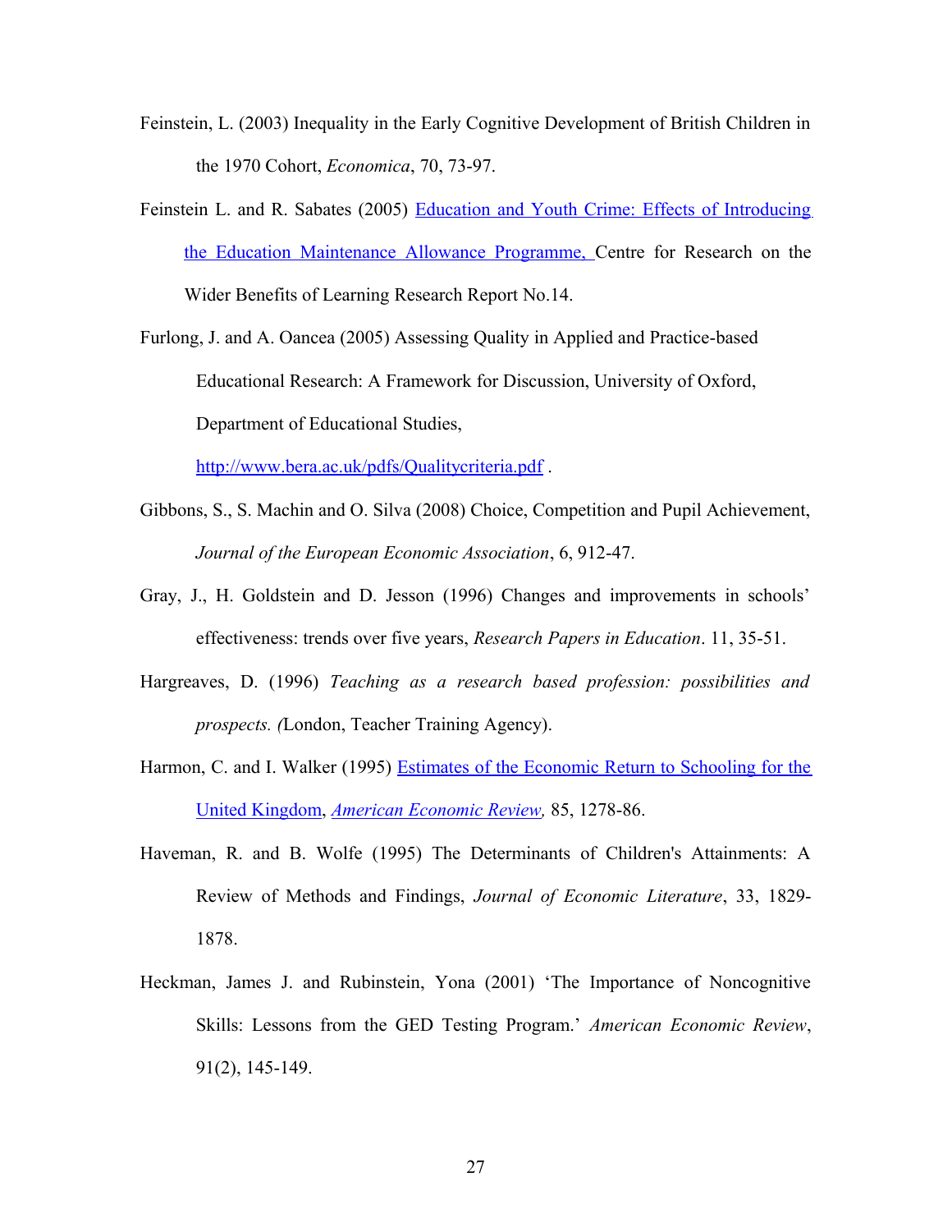Feinstein, L. (2003) Inequality in the Early Cognitive Development of British Children in the 1970 Cohort, *Economica*, 70, 73-97.

Feinstein L. and R. Sabates (2005) Education and Youth Crime: Effects of Introducing the Education Maintenance Allowance Programme, Centre for Research on the Wider Benefits of Learning Research Report No.14.

Furlong, J. and A. Oancea (2005) Assessing Quality in Applied and Practice-based Educational Research: A Framework for Discussion, University of Oxford, Department of Educational Studies, http://www.bera.ac.uk/pdfs/Qualitycriteria.pdf .

Gibbons, S., S. Machin and O. Silva (2008) Choice, Competition and Pupil Achievement, *Journal of the European Economic Association*, 6, 912-47.

Gray, J., H. Goldstein and D. Jesson (1996) Changes and improvements in schools' effectiveness: trends over five years, *Research Papers in Education*. 11, 35-51.

Hargreaves, D. (1996) *Teaching as a research based profession: possibilities and prospects. (*London, Teacher Training Agency).

Harmon, C. and I. Walker (1995) Estimates of the Economic Return to Schooling for the United Kingdom, *American Economic Review,* 85, 1278-86.

Haveman, R. and B. Wolfe (1995) The Determinants of Children's Attainments: A Review of Methods and Findings, *Journal of Economic Literature*, 33, 1829-1878.

Heckman, James J. and Rubinstein, Yona (2001) 'The Importance of Noncognitive Skills: Lessons from the GED Testing Program.' *American Economic Review*, 91(2), 145-149.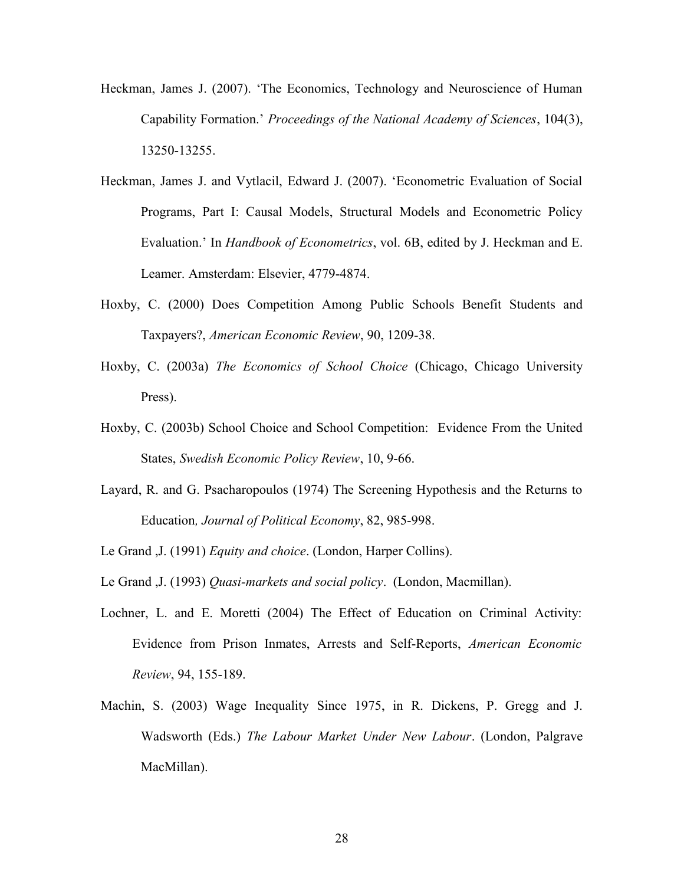Heckman, James J. (2007). 'The Economics, Technology and Neuroscience of Human Capability Formation.' *Proceedings of the National Academy of Sciences*, 104(3), 13250-13255.

Heckman, James J. and Vytlacil, Edward J. (2007). 'Econometric Evaluation of Social Programs, Part I: Causal Models, Structural Models and Econometric Policy Evaluation.' In *Handbook of Econometrics*, vol. 6B, edited by J. Heckman and E. Leamer. Amsterdam: Elsevier, 4779-4874.

Hoxby, C. (2000) Does Competition Among Public Schools Benefit Students and Taxpayers?, *American Economic Review*, 90, 1209-38.

Hoxby, C. (2003a) *The Economics of School Choice* (Chicago, Chicago University Press).

Hoxby, C. (2003b) School Choice and School Competition: Evidence From the United States, *Swedish Economic Policy Review*, 10, 9-66.

Layard, R. and G. Psacharopoulos (1974) The Screening Hypothesis and the Returns to Education*, Journal of Political Economy*, 82, 985-998.

Le Grand ,J. (1991) *Equity and choice*. (London, Harper Collins).

Le Grand ,J. (1993) *Quasi-markets and social policy*. (London, Macmillan).

Lochner, L. and E. Moretti (2004) The Effect of Education on Criminal Activity: Evidence from Prison Inmates, Arrests and Self-Reports, *American Economic Review*, 94, 155-189.

Machin, S. (2003) Wage Inequality Since 1975, in R. Dickens, P. Gregg and J. Wadsworth (Eds.) *The Labour Market Under New Labour*. (London, Palgrave MacMillan).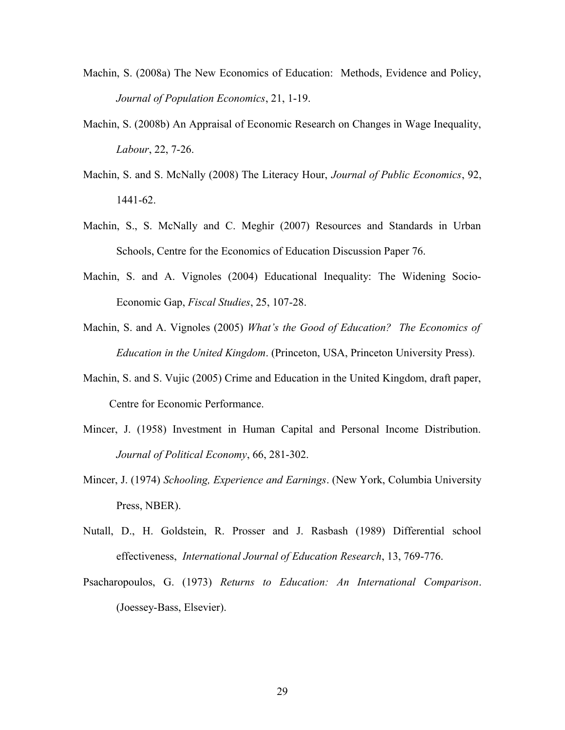Machin, S. (2008a) The New Economics of Education: Methods, Evidence and Policy, *Journal of Population Economics*, 21, 1-19.

Machin, S. (2008b) An Appraisal of Economic Research on Changes in Wage Inequality, *Labour*, 22, 7-26.

Machin, S. and S. McNally (2008) The Literacy Hour, *Journal of Public Economics*, 92, 1441-62.

Machin, S., S. McNally and C. Meghir (2007) Resources and Standards in Urban Schools, Centre for the Economics of Education Discussion Paper 76.

Machin, S. and A. Vignoles (2004) Educational Inequality: The Widening Socio-Economic Gap, *Fiscal Studies*, 25, 107-28.

Machin, S. and A. Vignoles (2005) *What's the Good of Education? The Economics of Education in the United Kingdom*. (Princeton, USA, Princeton University Press).

Machin, S. and S. Vujic (2005) Crime and Education in the United Kingdom, draft paper, Centre for Economic Performance.

Mincer, J. (1958) Investment in Human Capital and Personal Income Distribution. *Journal of Political Economy*, 66, 281-302.

Mincer, J. (1974) *Schooling, Experience and Earnings*. (New York, Columbia University Press, NBER).

Nutall, D., H. Goldstein, R. Prosser and J. Rasbash (1989) Differential school effectiveness, *International Journal of Education Research*, 13, 769-776.

Psacharopoulos, G. (1973) *Returns to Education: An International Comparison*. (Joessey-Bass, Elsevier).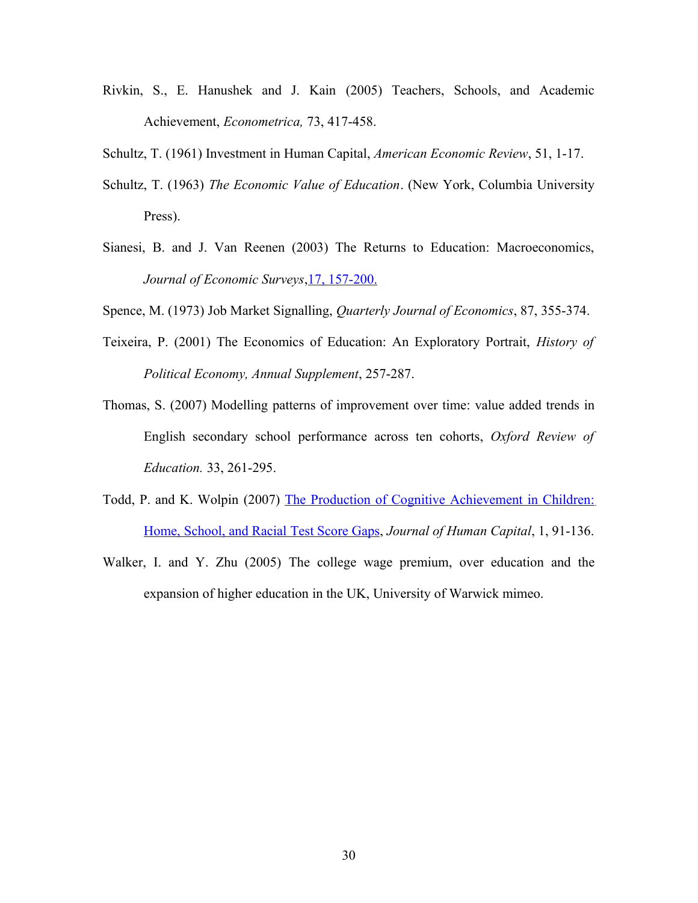Rivkin, S., E. Hanushek and J. Kain (2005) Teachers, Schools, and Academic Achievement, *Econometrica,* 73, 417-458.

Schultz, T. (1961) Investment in Human Capital, *American Economic Review*, 51, 1-17.

Schultz, T. (1963) *The Economic Value of Education*. (New York, Columbia University Press).

Sianesi, B. and J. Van Reenen (2003) The Returns to Education: Macroeconomics, *Journal of Economic Surveys*,17, 157-200.

Spence, M. (1973) Job Market Signalling, *Quarterly Journal of Economics*, 87, 355-374.

Teixeira, P. (2001) The Economics of Education: An Exploratory Portrait, *History of Political Economy, Annual Supplement*, 257-287.

Thomas, S. (2007) Modelling patterns of improvement over time: value added trends in English secondary school performance across ten cohorts, *Oxford Review of Education.* 33, 261-295.

Todd, P. and K. Wolpin (2007) The Production of Cognitive Achievement in Children: Home, School, and Racial Test Score Gaps, *Journal of Human Capital*, 1, 91-136.

Walker, I. and Y. Zhu (2005) The college wage premium, over education and the expansion of higher education in the UK, University of Warwick mimeo.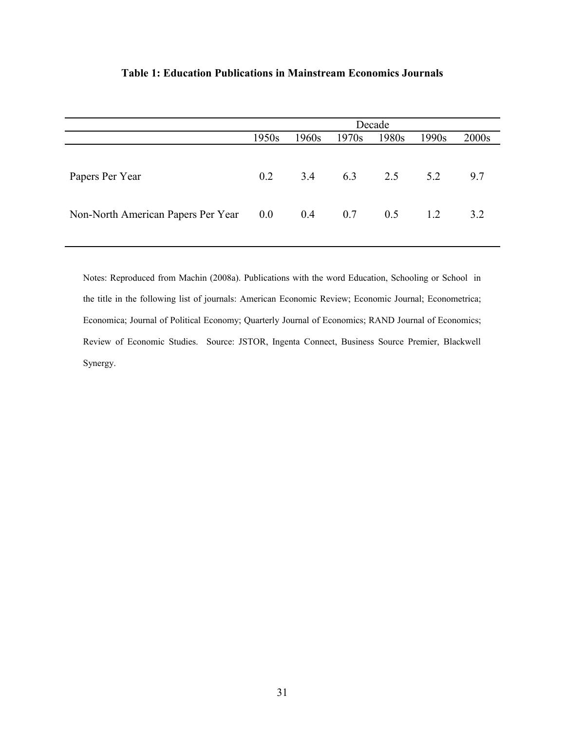**Table 1: Education Publications in Mainstream Economics Journals**

| | Decade | | | | | |
|---|---|---|---|---|---|---|
| | 1950s | 1960s | 1970s | 1980s | 1990s | 2000s |
| Papers Per Year | 0.2 | 3.4 | 6.3 | 2.5 | 5.2 | 9.7 |
| Non-North American Papers Per Year | 0.0 | 0.4 | 0.7 | 0.5 | 1.2 | 3.2 |

Notes: Reproduced from Machin (2008a). Publications with the word Education, Schooling or School in the title in the following list of journals: American Economic Review; Economic Journal; Econometrica; Economica; Journal of Political Economy; Quarterly Journal of Economics; RAND Journal of Economics; Review of Economic Studies. Source: JSTOR, Ingenta Connect, Business Source Premier, Blackwell Synergy.